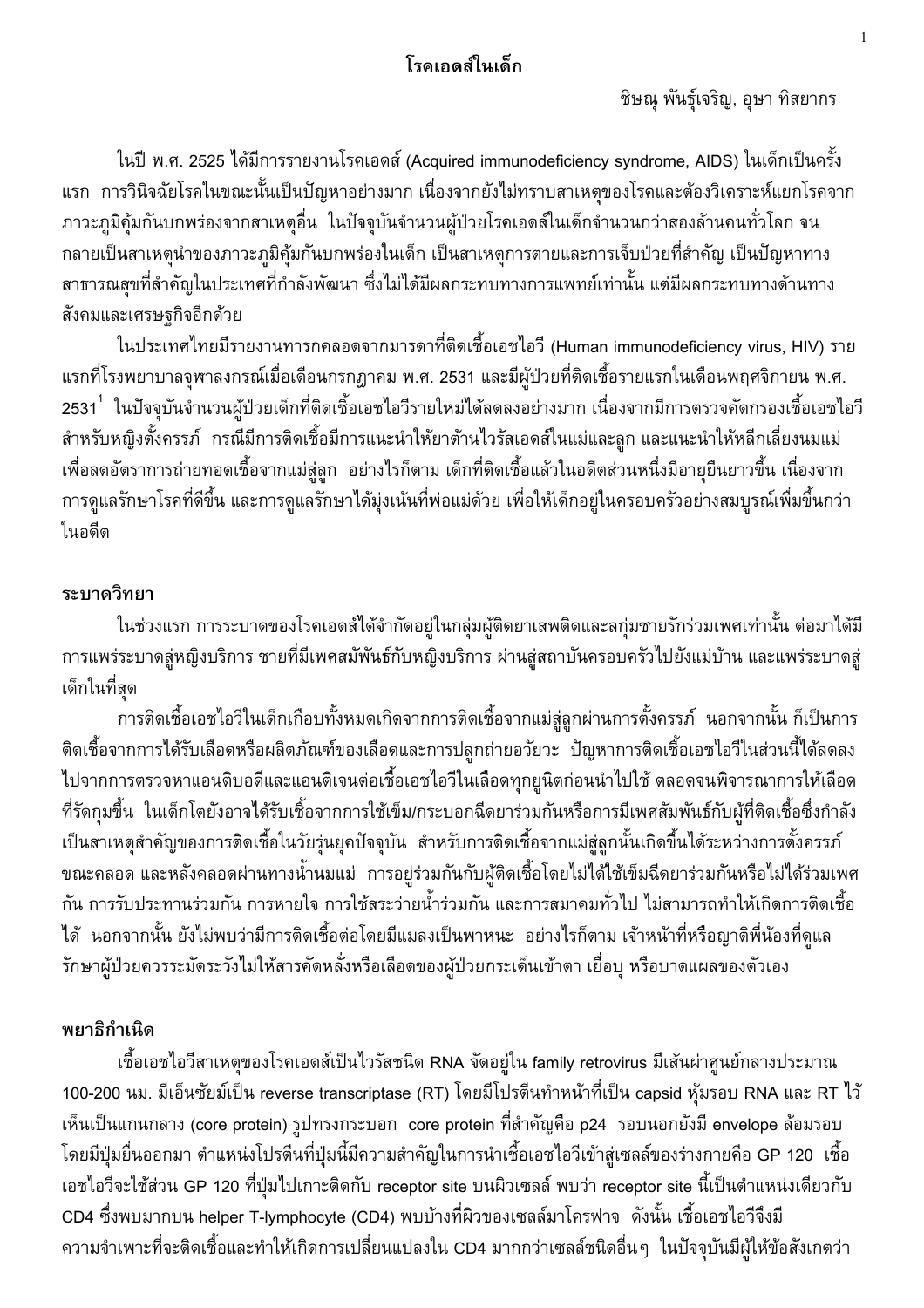# โรคเอดส์ในเด็ก

ชิษณุ พันธุ์เจริญ, อุษา ทิสยากร

ในปี พ.ศ. 2525 ได้มีการรายงานโรคเอดส์ (Acquired immunodeficiency syndrome, AIDS) ในเด็กเป็นครั้งแรก การวินิจฉัยโรคในขณะนั้นเป็นปัญหาอย่างมาก เนื่องจากยังไม่ทราบสาเหตุของโรคและต้องวิเคราะห์แยกโรคจากภาวะภูมิคุ้มกันบกพร่องจากสาเหตุอื่น ในปัจจุบันจำนวนผู้ป่วยโรคเอดส์ในเด็กจำนวนกว่าสองล้านคนทั่วโลก จนกลายเป็นสาเหตุนำของภาวะภูมิคุ้มกันบกพร่องในเด็ก เป็นสาเหตุการตายและการเจ็บป่วยที่สำคัญ เป็นปัญหาทางสาธารณสุขที่สำคัญในประเทศที่กำลังพัฒนา ซึ่งไม่ได้มีผลกระทบทางการแพทย์เท่านั้น แต่มีผลกระทบทางด้านทางสังคมและเศรษฐกิจอีกด้วย

ในประเทศไทยมีรายงานทารกคลอดจากมารดาที่ติดเชื้อเอชไอวี (Human immunodeficiency virus, HIV) รายแรกที่โรงพยาบาลจุฬาลงกรณ์เมื่อเดือนกรกฎาคม พ.ศ. 2531 และมีผู้ป่วยที่ติดเชื้อรายแรกในเดือนพฤศจิกายน พ.ศ. 2531[1] ในปัจจุบันจำนวนผู้ป่วยเด็กที่ติดเชื้อเอชไอวีรายใหม่ได้ลดลงอย่างมาก เนื่องจากมีการตรวจคัดกรองเชื้อเอชไอวีสำหรับหญิงตั้งครรภ์ กรณีมีการติดเชื้อมีการแนะนำให้ยาต้านไวรัสเอดส์ในแม่และลูก และแนะนำให้หลีกเลี่ยงนมแม่เพื่อลดอัตราการถ่ายทอดเชื้อจากแม่สู่ลูก อย่างไรก็ตาม เด็กที่ติดเชื้อแล้วในอดีตส่วนหนึ่งมีอายุยืนยาวขึ้น เนื่องจากการดูแลรักษาโรคที่ดีขึ้น และการดูแลรักษาได้มุ่งเน้นที่พ่อแม่ด้วย เพื่อให้เด็กอยู่ในครอบครัวอย่างสมบูรณ์เพิ่มขึ้นกว่าในอดีต

## ระบาดวิทยา

ในช่วงแรก การระบาดของโรคเอดส์ได้จำกัดอยู่ในกลุ่มผู้ติดยาเสพติดและลกุ่มชายรักร่วมเพศเท่านั้น ต่อมาได้มีการแพร่ระบาดสู่หญิงบริการ ชายที่มีเพศสัมพันธ์กับหญิงบริการ ผ่านสู่สถาบันครอบครัวไปยังแม่บ้าน และแพร่ระบาดสู่เด็กในที่สุด

การติดเชื้อเอชไอวีในเด็กเกือบทั้งหมดเกิดจากการติดเชื้อจากแม่สู่ลูกผ่านการตั้งครรภ์ นอกจากนั้น ก็เป็นการติดเชื้อจากการได้รับเลือดหรือผลิตภัณฑ์ของเลือดและการปลูกถ่ายอวัยวะ ปัญหาการติดเชื้อเอชไอวีในส่วนนี้ได้ลดลงไปจากการตรวจหาแอนติบอดีและแอนติเจนต่อเชื้อเอชไอวีในเลือดทุกยูนิตก่อนนำไปใช้ ตลอดจนพิจารณาการให้เลือดที่รัดกุมขึ้น ในเด็กโตยังอาจได้รับเชื้อจากการใช้เข็ม/กระบอกฉีดยาร่วมกันหรือการมีเพศสัมพันธ์กับผู้ที่ติดเชื้อซึ่งกำลังเป็นสาเหตุสำคัญของการติดเชื้อในวัยรุ่นยุคปัจจุบัน สำหรับการติดเชื้อจากแม่สู่ลูกนั้นเกิดขึ้นได้ระหว่างการตั้งครรภ์ ขณะคลอด และหลังคลอดผ่านทางน้ำนมแม่ การอยู่ร่วมกันกับผู้ติดเชื้อโดยไม่ได้ใช้เข็มฉีดยาร่วมกันหรือไม่ได้ร่วมเพศกัน การรับประทานร่วมกัน การหายใจ การใช้สระว่ายน้ำร่วมกัน และการสมาคมทั่วไป ไม่สามารถทำให้เกิดการติดเชื้อได้ นอกจากนั้น ยังไม่พบว่ามีการติดเชื้อต่อโดยมีแมลงเป็นพาหนะ อย่างไรก็ตาม เจ้าหน้าที่หรือญาติพี่น้องที่ดูแลรักษาผู้ป่วยควรระมัดระวังไม่ให้สารคัดหลั่งหรือเลือดของผู้ป่วยกระเด็นเข้าตา เยื่อบุ หรือบาดแผลของตัวเอง

## พยาธิกำเนิด

เชื้อเอชไอวีสาเหตุของโรคเอดส์เป็นไวรัสชนิด RNA จัดอยู่ใน family retrovirus มีเส้นผ่าศูนย์กลางประมาณ 100-200 นม. มีเอ็นซัยม์เป็น reverse transcriptase (RT) โดยมีโปรตีนทำหน้าที่เป็น capsid หุ้มรอบ RNA และ RT ไว้เห็นเป็นแกนกลาง (core protein) รูปทรงกระบอก core protein ที่สำคัญคือ p24 รอบนอกยังมี envelope ล้อมรอบโดยมีปุ่มยื่นออกมา ตำแหน่งโปรตีนที่ปุ่มนี้มีความสำคัญในการนำเชื้อเอชไอวีเข้าสู่เซลล์ของร่างกายคือ GP 120 เชื้อเอชไอวีจะใช้ส่วน GP 120 ที่ปุ่มไปเกาะติดกับ receptor site บนผิวเซลล์ พบว่า receptor site นี้เป็นตำแหน่งเดียวกับ CD4 ซึ่งพบมากบน helper T-lymphocyte (CD4) พบบ้างที่ผิวของเซลล์มาโครฟาจ ดังนั้น เชื้อเอชไอวีจึงมีความจำเพาะที่จะติดเชื้อและทำให้เกิดการเปลี่ยนแปลงใน CD4 มากกว่าเซลล์ชนิดอื่นๆ ในปัจจุบันมีผู้ให้ข้อสังเกตว่า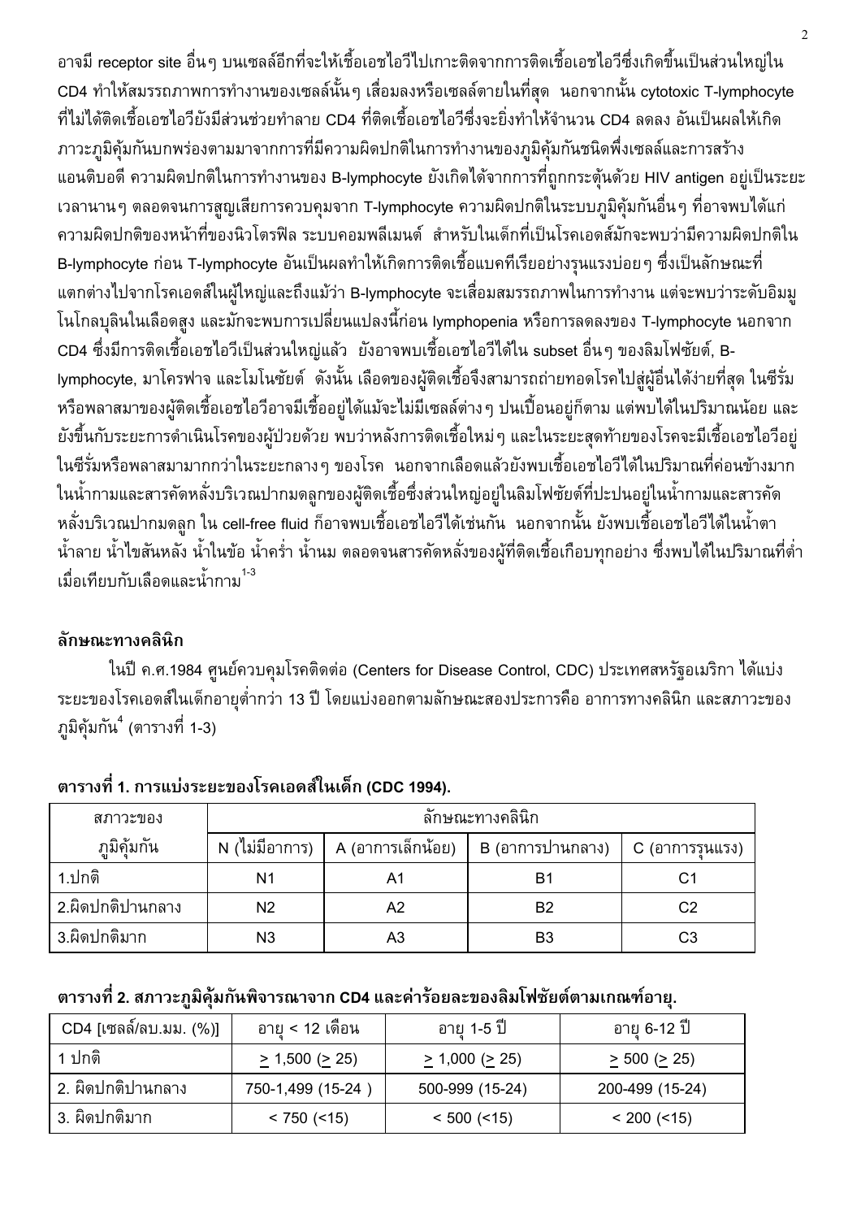อาจมี receptor site อื่นๆ บนเซลล์อีกที่จะให้เชื้อเอชไอวีไปเกาะติดจากการติดเชื้อเอชไอวีซึ่งเกิดขึ้นเป็นส่วนใหญ่ใน CD4 ทำให้สมรรถภาพการทำงานของเซลล์นั้นๆ เสื่อมลงหรือเซลล์ตายในที่สุด นอกจากนั้น cytotoxic T-lymphocyte ที่ไม่ได้ติดเชื้อเอชไอวียังมีส่วนช่วยทำลาย CD4 ที่ติดเชื้อเอชไอวีซึ่งจะยิ่งทำให้จำนวน CD4 ลดลง อันเป็นผลให้เกิดภาวะภูมิคุ้มกันบกพร่องตามมาจากการที่มีความผิดปกติในการทำงานของภูมิคุ้มกันชนิดพึ่งเซลล์และการสร้างแอนติบอดี ความผิดปกติในการทำงานของ B-lymphocyte ยังเกิดได้จากการที่ถูกกระตุ้นด้วย HIV antigen อยู่เป็นระยะเวลานานๆ ตลอดจนการสูญเสียการควบคุมจาก T-lymphocyte ความผิดปกติในระบบภูมิคุ้มกันอื่นๆ ที่อาจพบได้แก่ ความผิดปกติของหน้าที่ของนิวโตรฟิล ระบบคอมพลีเมนต์ สำหรับในเด็กที่เป็นโรคเอดส์มักจะพบว่ามีความผิดปกติใน B-lymphocyte ก่อน T-lymphocyte อันเป็นผลทำให้เกิดการติดเชื้อแบคทีเรียอย่างรุนแรงบ่อยๆ ซึ่งเป็นลักษณะที่แตกต่างไปจากโรคเอดส์ในผู้ใหญ่และถึงแม้ว่า B-lymphocyte จะเสื่อมสมรรถภาพในการทำงาน แต่จะพบว่าระดับอิมมูโนโกลบุลินในเลือดสูง และมักจะพบการเปลี่ยนแปลงนี้ก่อน lymphopenia หรือการลดลงของ T-lymphocyte นอกจาก CD4 ซึ่งมีการติดเชื้อเอชไอวีเป็นส่วนใหญ่แล้ว ยังอาจพบเชื้อเอชไอวีได้ใน subset อื่นๆ ของลิมโฟซัยต์, B-lymphocyte, มาโครฟาจ และโมโนซัยต์ ดังนั้น เลือดของผู้ติดเชื้อจึงสามารถถ่ายทอดโรคไปสู่ผู้อื่นได้ง่ายที่สุด ในซีรั่มหรือพลาสมาของผู้ติดเชื้อเอชไอวีอาจมีเชื้ออยู่ได้แม้จะไม่มีเซลล์ต่างๆ ปนเปื้อนอยู่ก็ตาม แต่พบได้ในปริมาณน้อย และยังขึ้นกับระยะการดำเนินโรคของผู้ป่วยด้วย พบว่าหลังการติดเชื้อใหม่ๆ และในระยะสุดท้ายของโรคจะมีเชื้อเอชไอวีอยู่ในซีรั่มหรือพลาสมามากกว่าในระยะกลางๆ ของโรค นอกจากเลือดแล้วยังพบเชื้อเอชไอวีได้ในปริมาณที่ค่อนข้างมากในน้ำกามและสารคัดหลั่งบริเวณปากมดลูกของผู้ติดเชื้อซึ่งส่วนใหญ่อยู่ในลิมโฟซัยต์ที่ปะปนอยู่ในน้ำกามและสารคัดหลั่งบริเวณปากมดลูก ใน cell-free fluid ก็อาจพบเชื้อเอชไอวีได้เช่นกัน นอกจากนั้น ยังพบเชื้อเอชไอวีได้ในน้ำตา น้ำลาย น้ำไขสันหลัง น้ำในข้อ น้ำคร่ำ น้ำนม ตลอดจนสารคัดหลั่งของผู้ที่ติดเชื้อเกือบทุกอย่าง ซึ่งพบได้ในปริมาณที่ต่ำเมื่อเทียบกับเลือดและน้ำกาม[1-3]

## ลักษณะทางคลินิก

ในปี ค.ศ.1984 ศูนย์ควบคุมโรคติดต่อ (Centers for Disease Control, CDC) ประเทศสหรัฐอเมริกา ได้แบ่งระยะของโรคเอดส์ในเด็กอายุต่ำกว่า 13 ปี โดยแบ่งออกตามลักษณะสองประการคือ อาการทางคลินิก และสภาวะของภูมิคุ้มกัน[4] (ตารางที่ 1-3)

**ตารางที่ 1. การแบ่งระยะของโรคเอดส์ในเด็ก (CDC 1994).**

| สภาวะของภูมิคุ้มกัน | ลักษณะทางคลินิก | | | |
|---|---|---|---|---|
| | N (ไม่มีอาการ) | A (อาการเล็กน้อย) | B (อาการปานกลาง) | C (อาการรุนแรง) |
| 1.ปกติ | N1 | A1 | B1 | C1 |
| 2.ผิดปกติปานกลาง | N2 | A2 | B2 | C2 |
| 3.ผิดปกติมาก | N3 | A3 | B3 | C3 |

**ตารางที่ 2. สภาวะภูมิคุ้มกันพิจารณาจาก CD4 และค่าร้อยละของลิมโฟซัยต์ตามเกณฑ์อายุ.**

| CD4 [เซลล์/ลบ.มม. (%)] | อายุ < 12 เดือน | อายุ 1-5 ปี | อายุ 6-12 ปี |
|---|---|---|---|
| 1 ปกติ | $\geq$ 1,500 ($\geq$ 25) | $\geq$ 1,000 ($\geq$ 25) | $\geq$ 500 ($\geq$ 25) |
| 2. ผิดปกติปานกลาง | 750-1,499 (15-24 ) | 500-999 (15-24) | 200-499 (15-24) |
| 3. ผิดปกติมาก | < 750 (<15) | < 500 (<15) | < 200 (<15) |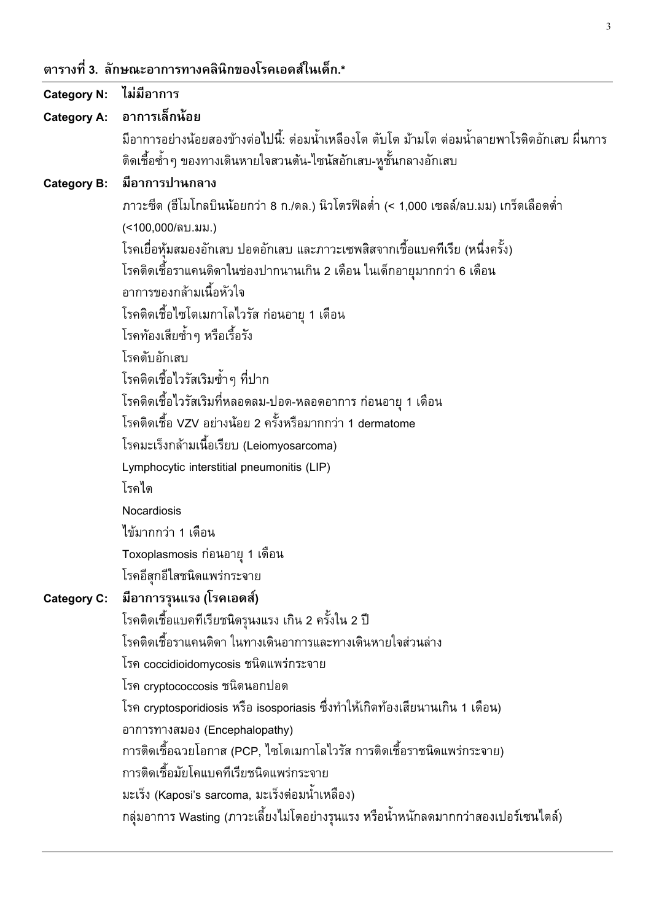**ตารางที่ 3. ลักษณะอาการทางคลินิกของโรคเอดส์ในเด็ก.***

**Category N: ไม่มีอาการ**

**Category A: อาการเล็กน้อย**

มีอาการอย่างน้อยสองข้างต่อไปนี้: ต่อมน้ำเหลืองโต ตับโต ม้ามโต ต่อมน้ำลายพาโรติดอักเสบ ผื่นการติดเชื้อซ้ำๆ ของทางเดินหายใจส่วนต้น-ไซนัสอักเสบ-หูชั้นกลางอักเสบ

**Category B: มีอาการปานกลาง**

ภาวะซีด (ฮีโมโกลบินน้อยกว่า 8 ก./ดล.) นิวโตรฟิลต่ำ (< 1,000 เซลล์/ลบ.มม) เกร็ดเลือดต่ำ (<100,000/ลบ.มม.)

โรคเยื่อหุ้มสมองอักเสบ ปอดอักเสบ และภาวะเซพสิสจากเชื้อแบคทีเรีย (หนึ่งครั้ง)

โรคติดเชื้อราแคนดิดาในช่องปากนานเกิน 2 เดือน ในเด็กอายุมากกว่า 6 เดือน

อาการของกล้ามเนื้อหัวใจ

โรคติดเชื้อไซโตเมกาโลไวรัส ก่อนอายุ 1 เดือน

โรคท้องเสียซ้ำๆ หรือเรื้อรัง

โรคตับอักเสบ

โรคติดเชื้อไวรัสเริมซ้ำๆ ที่ปาก

โรคติดเชื้อไวรัสเริมที่หลอดลม-ปอด-หลอดอาหาร ก่อนอายุ 1 เดือน

โรคติดเชื้อ VZV อย่างน้อย 2 ครั้งหรือมากกว่า 1 dermatome

โรคมะเร็งกล้ามเนื้อเรียบ (Leiomyosarcoma)

Lymphocytic interstitial pneumonitis (LIP)

โรคไต

Nocardiosis

ไข้มากกว่า 1 เดือน

Toxoplasmosis ก่อนอายุ 1 เดือน

โรคอีสุกอีใสชนิดแพร่กระจาย

**Category C: มีอาการรุนแรง (โรคเอดส์)**

โรคติดเชื้อแบคทีเรียชนิดรุนแรง เกิน 2 ครั้งใน 2 ปี

โรคติดเชื้อราแคนดิดา ในทางเดินอาการและทางเดินหายใจส่วนล่าง

โรค coccidioidomycosis ชนิดแพร่กระจาย

โรค cryptococcosis ชนิดนอกปอด

โรค cryptosporidiosis หรือ isosporiasis ซึ่งทำให้เกิดท้องเสียนานเกิน 1 เดือน)

อาการทางสมอง (Encephalopathy)

การติดเชื้อฉวยโอกาส (PCP, ไซโตเมกาโลไวรัส การติดเชื้อราชนิดแพร่กระจาย)

การติดเชื้อมัยโคแบคทีเรียชนิดแพร่กระจาย

มะเร็ง (Kaposi's sarcoma, มะเร็งต่อมน้ำเหลือง)

กลุ่มอาการ Wasting (ภาวะเลี้ยงไม่โตอย่างรุนแรง หรือน้ำหนักลดมากกว่าสองเปอร์เซนไตล์)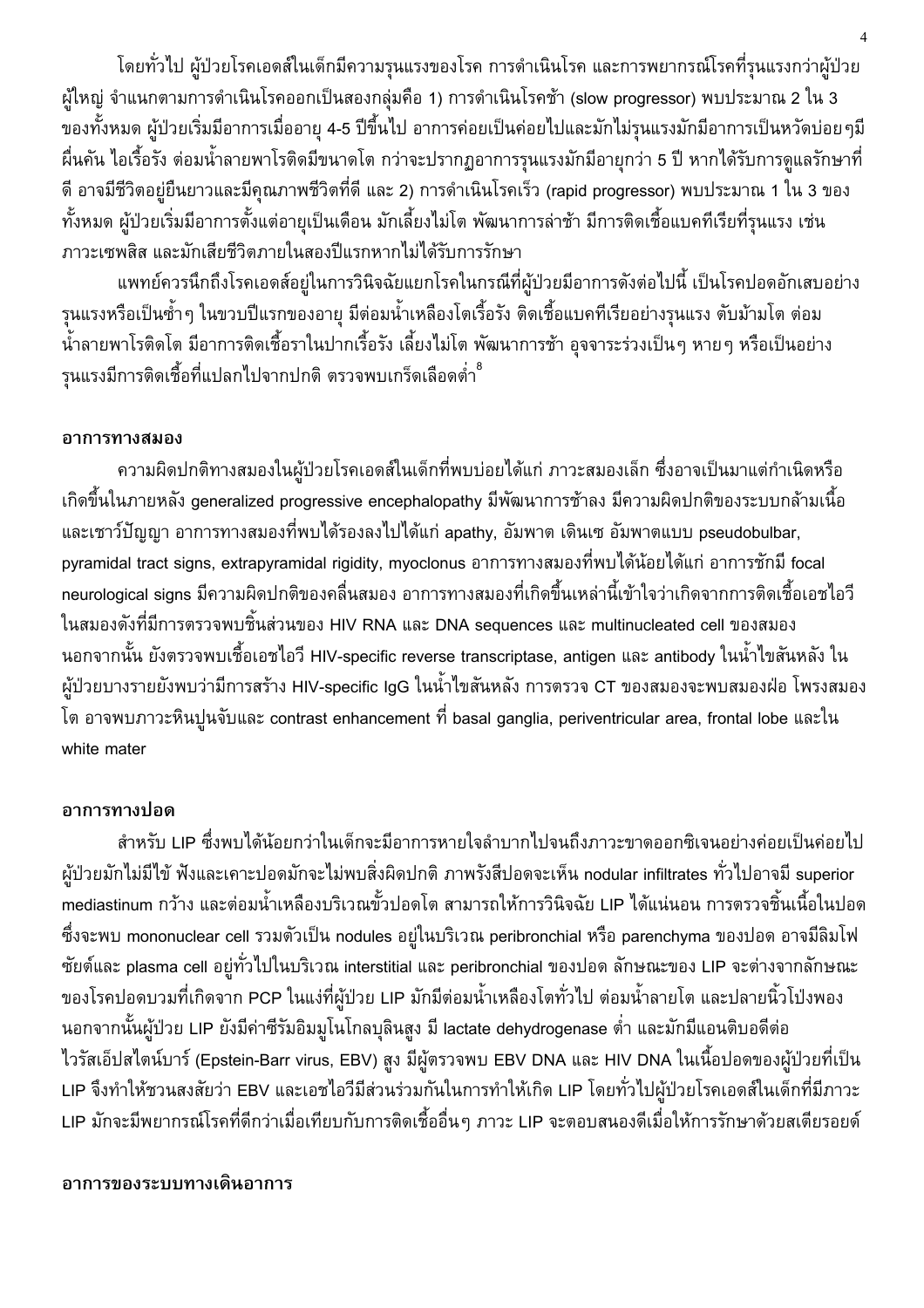โดยทั่วไป ผู้ป่วยโรคเอดส์ในเด็กมีความรุนแรงของโรค การดำเนินโรค และการพยากรณ์โรคที่รุนแรงกว่าผู้ป่วยผู้ใหญ่ จำแนกตามการดำเนินโรคออกเป็นสองกลุ่มคือ 1) การดำเนินโรคช้า (slow progressor) พบประมาณ 2 ใน 3 ของทั้งหมด ผู้ป่วยเริ่มมีอาการเมื่ออายุ 4-5 ปีขึ้นไป อาการค่อยเป็นค่อยไปและไม่รุนแรงมักมีอาการเป็นหวัดบ่อยๆมีผื่นคัน ไอเรื้อรัง ต่อมน้ำลายพาโรติดมีขนาดโต กว่าจะปรากฏอาการรุนแรงมักมีอายุกว่า 5 ปี หากได้รับการดูแลรักษาที่ดี อาจมีชีวิตอยู่ยืนยาวและมีคุณภาพชีวิตที่ดี และ 2) การดำเนินโรคเร็ว (rapid progressor) พบประมาณ 1 ใน 3 ของทั้งหมด ผู้ป่วยเริ่มมีอาการตั้งแต่อายุเป็นเดือน มักเลี้ยงไม่โต พัฒนาการล่าช้า มีการติดเชื้อแบคทีเรียที่รุนแรง เช่น ภาวะเซพสิส และมักเสียชีวิตภายในสองปีแรกหากไม่ได้รับการรักษา

แพทย์ควรนึกถึงโรคเอดส์อยู่ในการวินิจฉัยแยกโรคในกรณีที่ผู้ป่วยมีอาการดังต่อไปนี้ เป็นโรคปอดอักเสบอย่างรุนแรงหรือเป็นซ้ำๆ ในขวบปีแรกของอายุ มีต่อมน้ำเหลืองโตเรื้อรัง ติดเชื้อแบคทีเรียอย่างรุนแรง ตับม้ามโต ต่อมน้ำลายพาโรติดโต มีอาการติดเชื้อราในปากเรื้อรัง เลี้ยงไม่โต พัฒนาการช้า อุจจาระร่วงเป็นๆ หายๆ หรือเป็นอย่างรุนแรงมีการติดเชื้อที่แปลกไปจากปกติ ตรวจพบเกร็ดเลือดต่ำ[8]

### อาการทางสมอง

ความผิดปกติทางสมองในผู้ป่วยโรคเอดส์ในเด็กที่พบบ่อยได้แก่ ภาวะสมองเล็ก ซึ่งอาจเป็นมาแต่กำเนิดหรือเกิดขึ้นในภายหลัง generalized progressive encephalopathy มีพัฒนาการช้าลง มีความผิดปกติของระบบกล้ามเนื้อและเชาว์ปัญญา อาการทางสมองที่พบได้รองลงไปได้แก่ apathy, อัมพาต เดินเซ อัมพาตแบบ pseudobulbar, pyramidal tract signs, extrapyramidal rigidity, myoclonus อาการทางสมองที่พบได้น้อยได้แก่ อาการชักมี focal neurological signs มีความผิดปกติของคลื่นสมอง อาการทางสมองที่เกิดขึ้นเหล่านี้เข้าใจว่าเกิดจากการติดเชื้อเอชไอวีในสมองดังที่มีการตรวจพบชิ้นส่วนของ HIV RNA และ DNA sequences และ multinucleated cell ของสมอง นอกจากนั้น ยังตรวจพบเชื้อเอชไอวี HIV-specific reverse transcriptase, antigen และ antibody ในน้ำไขสันหลัง ในผู้ป่วยบางรายยังพบว่ามีการสร้าง HIV-specific IgG ในน้ำไขสันหลัง การตรวจ CT ของสมองจะพบสมองฝ่อ โพรงสมองโต อาจพบภาวะหินปูนจับและ contrast enhancement ที่ basal ganglia, periventricular area, frontal lobe และใน white mater

### อาการทางปอด

สำหรับ LIP ซึ่งพบได้น้อยกว่าในเด็กจะมีอาการหายใจลำบากไปจนถึงภาวะขาดออกซิเจนอย่างค่อยเป็นค่อยไป ผู้ป่วยมักไม่มีไข้ ฟังและเคาะปอดมักจะไม่พบสิ่งผิดปกติ ภาพรังสีปอดจะเห็น nodular infiltrates ทั่วไปอาจมี superior mediastinum กว้าง และต่อมน้ำเหลืองบริเวณขั้วปอดโต สามารถให้การวินิจฉัย LIP ได้แน่นอน การตรวจชิ้นเนื้อในปอดซึ่งจะพบ mononuclear cell รวมตัวเป็น nodules อยู่ในบริเวณ peribronchial หรือ parenchyma ของปอด อาจมีลิมโฟซัยต์และ plasma cell อยู่ทั่วไปในบริเวณ interstitial และ peribronchial ของปอด ลักษณะของ LIP จะต่างจากลักษณะของโรคปอดบวมที่เกิดจาก PCP ในแง่ที่ผู้ป่วย LIP มักมีต่อมน้ำเหลืองโตทั่วไป ต่อมน้ำลายโต และปลายนิ้วโป่งพอง นอกจากนั้นผู้ป่วย LIP ยังมีค่าซีรัมอิมมูโนโกลบุลินสูง มี lactate dehydrogenase ต่ำ และมักมีแอนติบอดีต่อไวรัสเอ็ปสไตน์บาร์ (Epstein-Barr virus, EBV) สูง มีผู้ตรวจพบ EBV DNA และ HIV DNA ในเนื้อปอดของผู้ป่วยที่เป็น LIP จึงทำให้ชวนสงสัยว่า EBV และเอชไอวีมีส่วนร่วมกันในการทำให้เกิด LIP โดยทั่วไปผู้ป่วยโรคเอดส์ในเด็กที่มีภาวะ LIP มักจะมีพยากรณ์โรคที่ดีกว่าเมื่อเทียบกับการติดเชื้ออื่นๆ ภาวะ LIP จะตอบสนองดีเมื่อให้การรักษาด้วยสเตียรอยด์

### อาการของระบบทางเดินอาหาร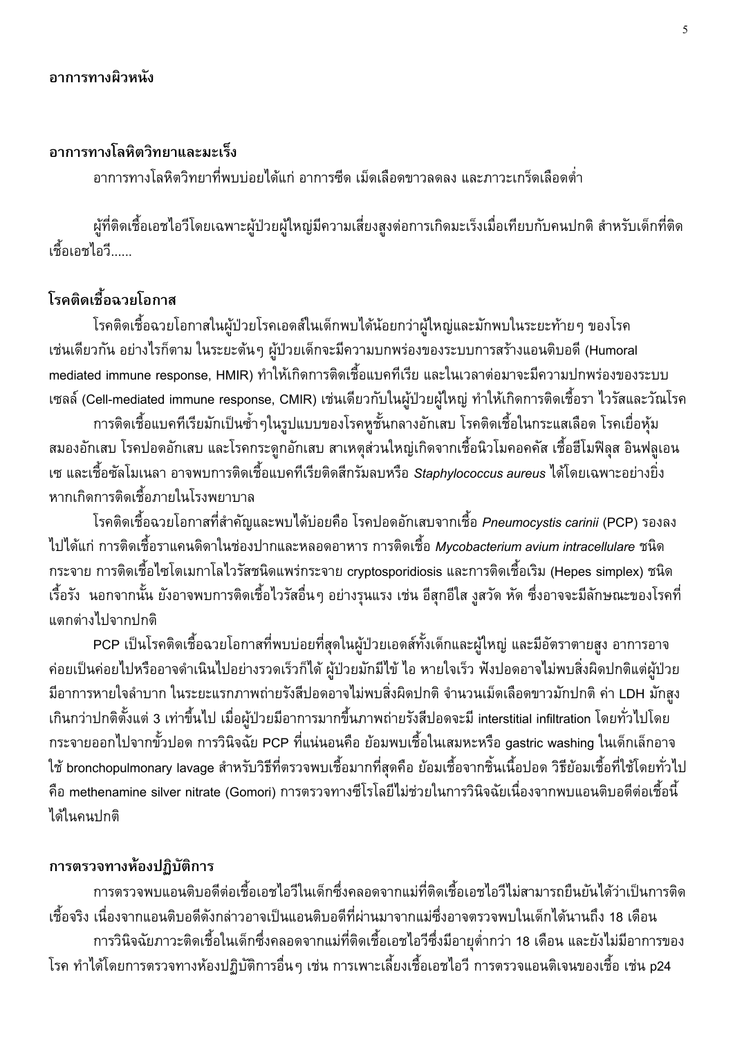### อาการทางผิวหนัง

### อาการทางโลหิตวิทยาและมะเร็ง

อาการทางโลหิตวิทยาที่พบบ่อยได้แก่ อาการซีด เม็ดเลือดขาวลดลง และภาวะเกร็ดเลือดต่ำ

ผู้ที่ติดเชื้อเอชไอวีโดยเฉพาะผู้ป่วยผู้ใหญ่มีความเสี่ยงสูงต่อการเกิดมะเร็งเมื่อเทียบกับคนปกติ สำหรับเด็กที่ติดเชื้อเอชไอวี......

### โรคติดเชื้อฉวยโอกาส

โรคติดเชื้อฉวยโอกาสในผู้ป่วยโรคเอดส์ในเด็กพบได้น้อยกว่าผู้ใหญ่และมักพบในระยะท้ายๆ ของโรคเช่นเดียวกัน อย่างไรก็ตาม ในระยะต้นๆ ผู้ป่วยเด็กจะมีความบกพร่องของระบบการสร้างแอนติบอดี (Humoral mediated immune response, HMIR) ทำให้เกิดการติดเชื้อแบคทีเรีย และในเวลาต่อมาจะมีความบกพร่องของระบบเซลล์ (Cell-mediated immune response, CMIR) เช่นเดียวกับในผู้ป่วยผู้ใหญ่ ทำให้เกิดการติดเชื้อรา ไวรัสและวัณโรค

การติดเชื้อแบคทีเรียมักเป็นซ้ำๆในรูปแบบของโรคหูชั้นกลางอักเสบ โรคติดเชื้อในกระแสเลือด โรคเยื่อหุ้มสมองอักเสบ โรคปอดอักเสบ และโรคกระดูกอักเสบ สาเหตุส่วนใหญ่เกิดจากเชื้อนิวโมคอคคัส เชื้อฮีโมฟิลุส อินฟลูเอนเซ และเชื้อซัลโมเนลา อาจพบการติดเชื้อแบคทีเรียติดสีกรัมลบหรือ *Staphylococcus aureus* ได้โดยเฉพาะอย่างยิ่งหากเกิดการติดเชื้อภายในโรงพยาบาล

โรคติดเชื้อฉวยโอกาสที่สำคัญและพบได้บ่อยคือ โรคปอดอักเสบจากเชื้อ *Pneumocystis carinii* (PCP) รองลงไปได้แก่ การติดเชื้อราแคนดิดาในช่องปากและหลอดอาหาร การติดเชื้อ *Mycobacterium avium intracellulare* ชนิดกระจาย การติดเชื้อไซโตเมกาโลไวรัสชนิดแพร่กระจาย cryptosporidiosis และการติดเชื้อเริม (Hepes simplex) ชนิดเรื้อรัง นอกจากนั้น ยังอาจพบการติดเชื้อไวรัสอื่นๆ อย่างรุนแรง เช่น อีสุกอีใส งูสวัด หัด ซึ่งอาจจะมีลักษณะของโรคที่แตกต่างไปจากปกติ

PCP เป็นโรคติดเชื้อฉวยโอกาสที่พบบ่อยที่สุดในผู้ป่วยเอดส์ทั้งเด็กและผู้ใหญ่ และมีอัตราตายสูง อาการอาจค่อยเป็นค่อยไปหรืออาจดำเนินไปอย่างรวดเร็วก็ได้ ผู้ป่วยมักมีไข้ ไอ หายใจเร็ว ฟังปอดอาจไม่พบสิ่งผิดปกติแต่ผู้ป่วยมีอาการหายใจลำบาก ในระยะแรกภาพถ่ายรังสีปอดอาจไม่พบสิ่งผิดปกติ จำนวนเม็ดเลือดขาวมักปกติ ค่า LDH มักสูงเกินกว่าปกติตั้งแต่ 3 เท่าขึ้นไป เมื่อผู้ป่วยมีอาการมากขึ้นภาพถ่ายรังสีปอดจะมี interstitial infiltration โดยทั่วไปโดยกระจายออกไปจากขั้วปอด การวินิจฉัย PCP ที่แน่นอนคือ ย้อมพบเชื้อในเสมหะหรือ gastric washing ในเด็กเล็กอาจใช้ bronchopulmonary lavage สำหรับวิธีที่ตรวจพบเชื้อมากที่สุดคือ ย้อมเชื้อจากชิ้นเนื้อปอด วิธีย้อมเชื้อที่ใช้โดยทั่วไปคือ methenamine silver nitrate (Gomori) การตรวจทางซีโรโลยีไม่ช่วยในการวินิจฉัยเนื่องจากพบแอนติบอดีต่อเชื้อนี้ได้ในคนปกติ

### การตรวจทางห้องปฏิบัติการ

การตรวจพบแอนติบอดีต่อเชื้อเอชไอวีในเด็กซึ่งคลอดจากแม่ที่ติดเชื้อเอชไอวีไม่สามารถยืนยันได้ว่าเป็นการติดเชื้อจริง เนื่องจากแอนติบอดีดังกล่าวอาจเป็นแอนติบอดีที่ผ่านมาจากแม่ซึ่งอาจตรวจพบในเด็กได้นานถึง 18 เดือน

การวินิจฉัยภาวะติดเชื้อในเด็กซึ่งคลอดจากแม่ที่ติดเชื้อเอชไอวีซึ่งมีอายุต่ำกว่า 18 เดือน และยังไม่มีอาการของโรค ทำได้โดยการตรวจทางห้องปฏิบัติการอื่นๆ เช่น การเพาะเลี้ยงเชื้อเอชไอวี การตรวจแอนติเจนของเชื้อ เช่น p24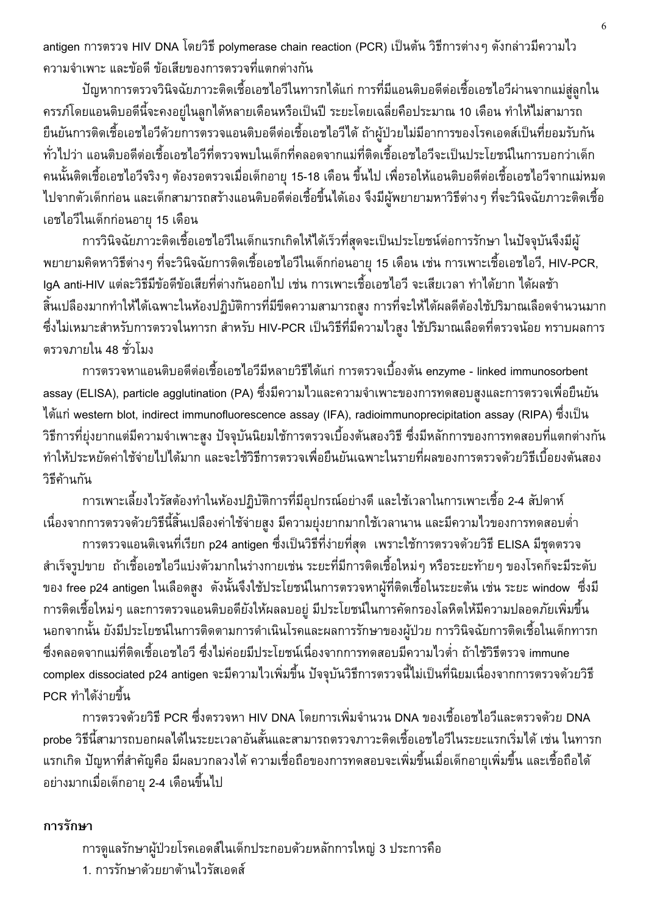antigen การตรวจ HIV DNA โดยวิธี polymerase chain reaction (PCR) เป็นต้น วิธีการต่างๆ ดังกล่าวมีความไว ความจำเพาะ และข้อดี ข้อเสียของการตรวจที่แตกต่างกัน

ปัญหาการตรวจวินิจฉัยภาวะติดเชื้อเอชไอวีในทารกได้แก่ การที่มีแอนติบอดีต่อเชื้อเอชไอวีผ่านจากแม่สู่ลูกในครรภ์โดยแอนติบอดีนี้จะคงอยู่ในลูกได้หลายเดือนหรือเป็นปี ระยะโดยเฉลี่ยคือประมาณ 10 เดือน ทำให้ไม่สามารถยืนยันการติดเชื้อเอชไอวีด้วยการตรวจแอนติบอดีต่อเชื้อเอชไอวีได้ ถ้าผู้ป่วยไม่มีอาการของโรคเอดส์เป็นที่ยอมรับกันทั่วไปว่า แอนติบอดีต่อเชื้อเอชไอวีที่ตรวจพบในเด็กที่คลอดจากแม่ที่ติดเชื้อเอชไอวีจะเป็นประโยชน์ในการบอกว่าเด็กคนนั้นติดเชื้อเอชไอวีจริงๆ ต้องรอตรวจเมื่อเด็กอายุ 15-18 เดือน ขึ้นไป เพื่อรอให้แอนติบอดีต่อเชื้อเอชไอวีจากแม่หมดไปจากตัวเด็กก่อน และเด็กสามารถสร้างแอนติบอดีต่อเชื้อขึ้นได้เอง จึงมีผู้พยายามหาวิธีต่างๆ ที่จะวินิจฉัยภาวะติดเชื้อเอชไอวีในเด็กก่อนอายุ 15 เดือน

การวินิจฉัยภาวะติดเชื้อเอชไอวีในเด็กแรกเกิดให้ได้เร็วที่สุดจะเป็นประโยชน์ต่อการรักษา ในปัจจุบันจึงมีผู้พยายามคิดหาวิธีต่างๆ ที่จะวินิจฉัยการติดเชื้อเอชไอวีในเด็กก่อนอายุ 15 เดือน เช่น การเพาะเชื้อเอชไอวี, HIV-PCR, IgA anti-HIV แต่ละวิธีมีข้อดีข้อเสียที่ต่างกันออกไป เช่น การเพาะเชื้อเอชไอวี จะเสียเวลา ทำได้ยาก ได้ผลช้า สิ้นเปลืองมากทำให้ได้เฉพาะในห้องปฏิบัติการที่มีขีดความสามารถสูง การที่จะให้ได้ผลดีต้องใช้ปริมาณเลือดจำนวนมาก ซึ่งไม่เหมาะสำหรับการตรวจในทารก สำหรับ HIV-PCR เป็นวิธีที่มีความไวสูง ใช้ปริมาณเลือดที่ตรวจน้อย ทราบผลการตรวจภายใน 48 ชั่วโมง

การตรวจหาแอนติบอดีต่อเชื้อเอชไอวีมีหลายวิธีได้แก่ การตรวจเบื้องต้น enzyme - linked immunosorbent assay (ELISA), particle agglutination (PA) ซึ่งมีความไวและความจำเพาะของการทดสอบสูงและการตรวจเพื่อยืนยันได้แก่ western blot, indirect immunofluorescence assay (IFA), radioimmunoprecipitation assay (RIPA) ซึ่งเป็นวิธีการที่ยุ่งยากแต่มีความจำเพาะสูง ปัจจุบันนิยมใช้การตรวจเบื้องต้นสองวิธี ซึ่งมีหลักการของการทดสอบที่แตกต่างกัน ทำให้ประหยัดค่าใช้จ่ายไปได้มาก และจะใช้วิธีการตรวจเพื่อยืนยันเฉพาะในรายที่ผลของการตรวจด้วยวิธีเบื้องต้นสองวิธีค้านกัน

การเพาะเลี้ยงไวรัสต้องทำในห้องปฏิบัติการที่มีอุปกรณ์อย่างดี และใช้เวลาในการเพาะเชื้อ 2-4 สัปดาห์ เนื่องจากการตรวจด้วยวิธีนี้สิ้นเปลืองค่าใช้จ่ายสูง มีความยุ่งยากมากใช้เวลานาน และมีความไวของการทดสอบต่ำ

การตรวจแอนติเจนที่เรียก p24 antigen ซึ่งเป็นวิธีที่ง่ายที่สุด เพราะใช้การตรวจด้วยวิธี ELISA มีชุดตรวจสำเร็จรูปขาย ถ้าเชื้อเอชไอวีแบ่งตัวมากในร่างกายเช่น ระยะที่มีการติดเชื้อใหม่ๆ หรือระยะท้ายๆ ของโรคก็จะมีระดับของ free p24 antigen ในเลือดสูง ดังนั้นจึงใช้ประโยชน์ในการตรวจหาผู้ที่ติดเชื้อในระยะต้น เช่น ระยะ window ซึ่งมีการติดเชื้อใหม่ๆ และการตรวจแอนติบอดียังให้ผลลบอยู่ มีประโยชน์ในการคัดกรองโลหิตให้มีความปลอดภัยเพิ่มขึ้น นอกจากนั้น ยังมีประโยชน์ในการติดตามการดำเนินโรคและผลการรักษาของผู้ป่วย การวินิจฉัยการติดเชื้อในเด็กทารกซึ่งคลอดจากแม่ที่ติดเชื้อเอชไอวี ซึ่งไม่ค่อยมีประโยชน์เนื่องจากการทดสอบมีความไวต่ำ ถ้าใช้วิธีตรวจ immune complex dissociated p24 antigen จะมีความไวเพิ่มขึ้น ปัจจุบันวิธีการตรวจนี้ไม่เป็นที่นิยมเนื่องจากการตรวจด้วยวิธี PCR ทำได้ง่ายขึ้น

การตรวจด้วยวิธี PCR ซึ่งตรวจหา HIV DNA โดยการเพิ่มจำนวน DNA ของเชื้อเอชไอวีและตรวจด้วย DNA probe วิธีนี้สามารถบอกผลได้ในระยะเวลาอันสั้นและสามารถตรวจภาวะติดเชื้อเอชไอวีในระยะแรกเริ่มได้ เช่น ในทารกแรกเกิด ปัญหาที่สำคัญคือ มีผลบวกลวงได้ ความเชื่อถือของการทดสอบจะเพิ่มขึ้นเมื่อเด็กอายุเพิ่มขึ้น และเชื่อถือได้อย่างมากเมื่อเด็กอายุ 2-4 เดือนขึ้นไป

## การรักษา

การดูแลรักษาผู้ป่วยโรคเอดส์ในเด็กประกอบด้วยหลักการใหญ่ 3 ประการคือ

1. การรักษาด้วยยาต้านไวรัสเอดส์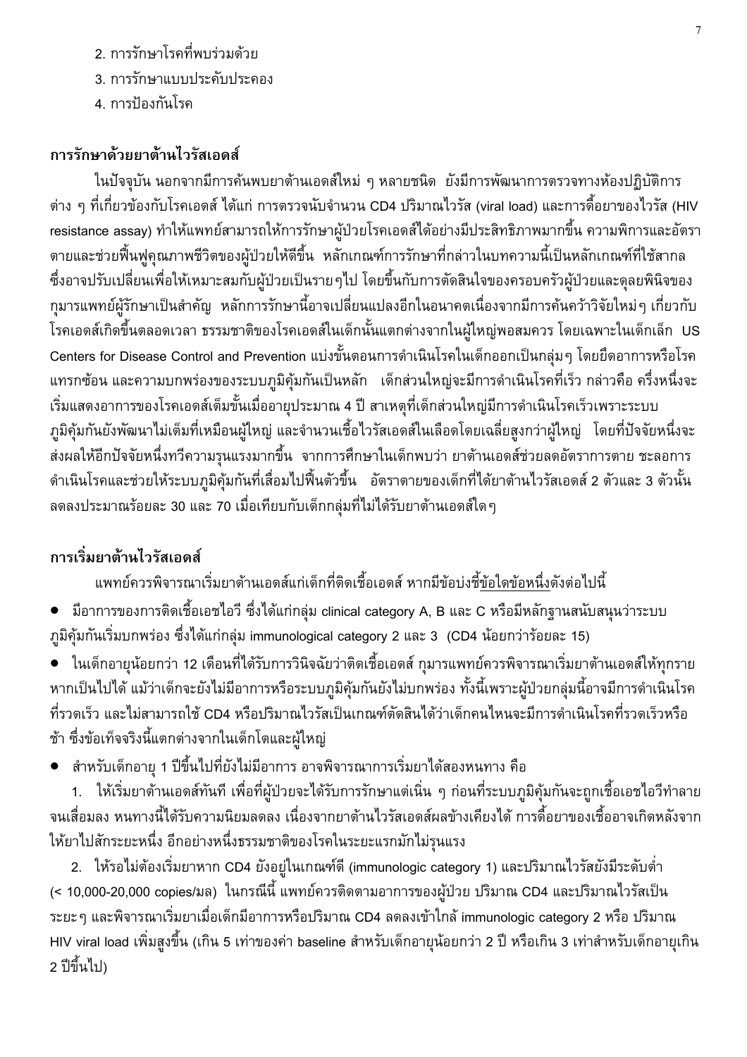2. การรักษาโรคที่พบร่วมด้วย
3. การรักษาแบบประคับประคอง
4. การป้องกันโรค

## การรักษาด้วยยาต้านไวรัสเอดส์

ในปัจจุบัน นอกจากมีการค้นพบยาต้านเอดส์ใหม่ ๆ หลายชนิด ยังมีการพัฒนาการตรวจทางห้องปฏิบัติการต่าง ๆ ที่เกี่ยวข้องกับโรคเอดส์ ได้แก่ การตรวจนับจำนวน CD4 ปริมาณไวรัส (viral load) และการดื้อยาของไวรัส (HIV resistance assay) ทำให้แพทย์สามารถให้การรักษาผู้ป่วยโรคเอดส์ได้อย่างมีประสิทธิภาพมากขึ้น ความพิการและอัตราตายและช่วยฟื้นฟูคุณภาพชีวิตของผู้ป่วยให้ดีขึ้น หลักเกณฑ์การรักษาที่กล่าวในบทความนี้เป็นหลักเกณฑ์ที่ใช้สากล ซึ่งอาจปรับเปลี่ยนเพื่อให้เหมาะสมกับผู้ป่วยเป็นรายๆไป โดยขึ้นกับการตัดสินใจของครอบครัวผู้ป่วยและดุลยพินิจของกุมารแพทย์ผู้รักษาเป็นสำคัญ หลักการรักษานี้อาจเปลี่ยนแปลงอีกในอนาคตเนื่องจากมีการค้นคว้าวิจัยใหม่ๆ เกี่ยวกับโรคเอดส์เกิดขึ้นตลอดเวลา ธรรมชาติของโรคเอดส์ในเด็กนั้นแตกต่างจากในผู้ใหญ่พอสมควร โดยเฉพาะในเด็กเล็ก US Centers for Disease Control and Prevention แบ่งขั้นตอนการดำเนินโรคในเด็กออกเป็นกลุ่มๆ โดยยึดอาการหรือโรคแทรกซ้อน และความบกพร่องของระบบภูมิคุ้มกันเป็นหลัก เด็กส่วนใหญ่จะมีการดำเนินโรคที่เร็ว กล่าวคือ ครึ่งหนึ่งจะเริ่มแสดงอาการของโรคเอดส์เต็มขั้นเมื่ออายุประมาณ 4 ปี สาเหตุที่เด็กส่วนใหญ่มีการดำเนินโรคเร็วเพราะระบบภูมิคุ้มกันยังพัฒนาไม่เต็มที่เหมือนผู้ใหญ่ และจำนวนเชื้อไวรัสเอดส์ในเลือดโดยเฉลี่ยสูงกว่าผู้ใหญ่ โดยที่ปัจจัยหนึ่งจะส่งผลให้อีกปัจจัยหนึ่งทวีความรุนแรงมากขึ้น จากการศึกษาในเด็กพบว่า ยาต้านเอดส์ช่วยลดอัตราการตาย ชะลอการดำเนินโรคและช่วยให้ระบบภูมิคุ้มกันที่เสื่อมไปฟื้นตัวขึ้น อัตราตายของเด็กที่ได้ยาต้านไวรัสเอดส์ 2 ตัวและ 3 ตัวนั้นลดลงประมาณร้อยละ 30 และ 70 เมื่อเทียบกับเด็กกลุ่มที่ไม่ได้รับยาต้านเอดส์ใดๆ

## การเริ่มยาต้านไวรัสเอดส์

แพทย์ควรพิจารณาเริ่มยาต้านเอดส์แก่เด็กที่ติดเชื้อเอดส์ หากมีข้อบ่งชี้ข้อใดข้อหนึ่งดังต่อไปนี้

- มีอาการของการติดเชื้อเอชไอวี ซึ่งได้แก่กลุ่ม clinical category A, B และ C หรือมีหลักฐานสนับสนุนว่าระบบภูมิคุ้มกันเริ่มบกพร่อง ซึ่งได้แก่กลุ่ม immunological category 2 และ 3 (CD4 น้อยกว่าร้อยละ 15)
- ในเด็กอายุน้อยกว่า 12 เดือนที่ได้รับการวินิจฉัยว่าติดเชื้อเอดส์ กุมารแพทย์ควรพิจารณาเริ่มยาต้านเอดส์ให้ทุกราย หากเป็นไปได้ แม้ว่าเด็กจะยังไม่มีอาการหรือระบบภูมิคุ้มกันยังไม่บกพร่อง ทั้งนี้เพราะผู้ป่วยกลุ่มนี้อาจมีการดำเนินโรคที่รวดเร็ว และไม่สามารถใช้ CD4 หรือปริมาณไวรัสเป็นเกณฑ์ตัดสินได้ว่าเด็กคนไหนจะมีการดำเนินโรคที่รวดเร็วหรือช้า ซึ่งข้อเท็จจริงนี้แตกต่างจากในเด็กโตและผู้ใหญ่
- สำหรับเด็กอายุ 1 ปีขึ้นไปที่ยังไม่มีอาการ อาจพิจารณาการเริ่มยาได้สองหนทาง คือ

  1. ให้เริ่มยาต้านเอดส์ทันที เพื่อที่ผู้ป่วยจะได้รับการรักษาแต่เนิ่น ๆ ก่อนที่ระบบภูมิคุ้มกันจะถูกเชื้อเอชไอวีทำลายจนเสื่อมลง หนทางนี้ได้รับความนิยมลดลง เนื่องจากยาต้านไวรัสเอดส์ผลข้างเคียงได้ การดื้อยาของเชื้ออาจเกิดหลังจากให้ยาไปสักระยะหนึ่ง อีกอย่างหนึ่งธรรมชาติของโรคในระยะแรกมักไม่รุนแรง
  2. ให้รอไม่ต้องเริ่มยาหาก CD4 ยังอยู่ในเกณฑ์ดี (immunologic category 1) และปริมาณไวรัสยังมีระดับต่ำ (< 10,000-20,000 copies/มล) ในกรณีนี้ แพทย์ควรติดตามอาการของผู้ป่วย ปริมาณ CD4 และปริมาณไวรัสเป็นระยะๆ และพิจารณาเริ่มยาเมื่อเด็กมีอาการหรือปริมาณ CD4 ลดลงเข้าใกล้ immunologic category 2 หรือ ปริมาณ HIV viral load เพิ่มสูงขึ้น (เกิน 5 เท่าของค่า baseline สำหรับเด็กอายุน้อยกว่า 2 ปี หรือเกิน 3 เท่าสำหรับเด็กอายุเกิน 2 ปีขึ้นไป)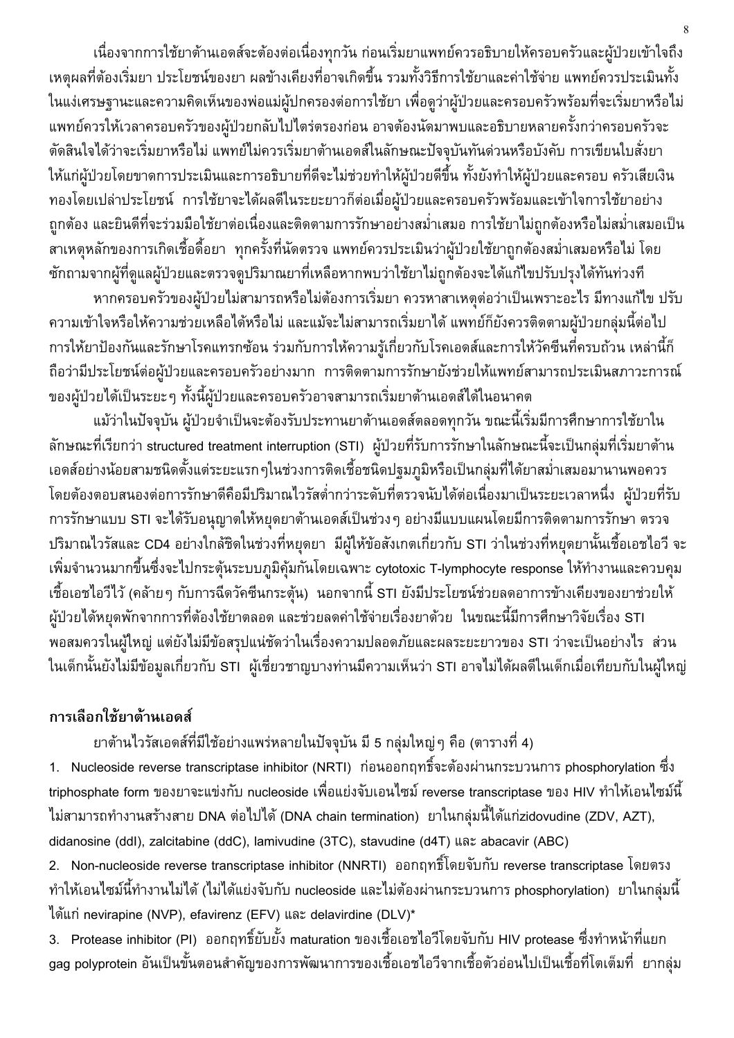เนื่องจากการใช้ยาต้านเอดส์จะต้องต่อเนื่องทุกวัน ก่อนเริ่มยาแพทย์ควรอธิบายให้ครอบครัวและผู้ป่วยเข้าใจถึงเหตุผลที่ต้องเริ่มยา ประโยชน์ของยา ผลข้างเคียงที่อาจเกิดขึ้น รวมทั้งวิธีการใช้ยาและค่าใช้จ่าย แพทย์ควรประเมินทั้งในแง่เศรษฐานะและความคิดเห็นของพ่อแม่ผู้ปกครองต่อการใช้ยา เพื่อดูว่าผู้ป่วยและครอบครัวพร้อมที่จะเริ่มยาหรือไม่ แพทย์ควรให้เวลาครอบครัวของผู้ป่วยกลับไปไตร่ตรองก่อน อาจต้องนัดมาพบและอธิบายหลายครั้งกว่าครอบครัวจะตัดสินใจได้ว่าจะเริ่มยาหรือไม่ แพทย์ไม่ควรเริ่มยาต้านเอดส์ในลักษณะปัจจุบันทันด่วนหรือบังคับ การเขียนใบสั่งยาให้แก่ผู้ป่วยโดยขาดการประเมินและการอธิบายที่ดีจะไม่ช่วยทำให้ผู้ป่วยดีขึ้น ทั้งยังทำให้ผู้ป่วยและครอบ ครัวเสียเงินทองโดยเปล่าประโยชน์ การใช้ยาจะได้ผลดีในระยะยาวก็ต่อเมื่อผู้ป่วยและครอบครัวพร้อมและเข้าใจการใช้ยาอย่างถูกต้อง และยินดีที่จะร่วมมือใช้ยาต่อเนื่องและติดตามการรักษาอย่างสม่ำเสมอ การใช้ยาไม่ถูกต้องหรือไม่สม่ำเสมอเป็นสาเหตุหลักของการเกิดเชื้อดื้อยา ทุกครั้งที่นัดตรวจ แพทย์ควรประเมินว่าผู้ป่วยใช้ยาถูกต้องสม่ำเสมอหรือไม่ โดยซักถามจากผู้ที่ดูแลผู้ป่วยและตรวจดูปริมาณยาที่เหลือหากพบว่าใช้ยาไม่ถูกต้องจะได้แก้ไขปรับปรุงได้ทันท่วงที

หากครอบครัวของผู้ป่วยไม่สามารถหรือไม่ต้องการเริ่มยา ควรหาสาเหตุต่อว่าเป็นเพราะอะไร มีทางแก้ไข ปรับความเข้าใจหรือให้ความช่วยเหลือได้หรือไม่ และแม้จะไม่สามารถเริ่มยาได้ แพทย์ก็ยังควรติดตามผู้ป่วยกลุ่มนี้ต่อไป การให้ยาป้องกันและรักษาโรคแทรกซ้อน ร่วมกับการให้ความรู้เกี่ยวกับโรคเอดส์และการให้วัคซีนที่ครบถ้วน เหล่านี้ก็ถือว่ามีประโยชน์ต่อผู้ป่วยและครอบครัวอย่างมาก การติดตามการรักษายังช่วยให้แพทย์สามารถประเมินสภาวะการณ์ของผู้ป่วยได้เป็นระยะๆ ทั้งนี้ผู้ป่วยและครอบครัวอาจสามารถเริ่มยาต้านเอดส์ได้ในอนาคต

แม้ว่าในปัจจุบัน ผู้ป่วยจำเป็นจะต้องรับประทานยาต้านเอดส์ตลอดทุกวัน ขณะนี้เริ่มมีการศึกษาการใช้ยาในลักษณะที่เรียกว่า structured treatment interruption (STI) ผู้ป่วยที่รับการรักษาในลักษณะนี้จะเป็นกลุ่มที่เริ่มยาต้านเอดส์อย่างน้อยสามชนิดตั้งแต่ระยะแรกๆในช่วงการติดเชื้อชนิดปฐมภูมิหรือเป็นกลุ่มที่ได้ยาสม่ำเสมอมานานพอควร โดยต้องตอบสนองต่อการรักษาดีคือมีปริมาณไวรัสต่ำกว่าระดับที่ตรวจจับได้ต่อเนื่องมาเป็นระยะเวลาหนึ่ง ผู้ป่วยที่รับการรักษาแบบ STI จะได้รับอนุญาตให้หยุดยาต้านเอดส์เป็นช่วงๆ อย่างมีแบบแผนโดยมีการติดตามการรักษา ตรวจปริมาณไวรัสและ CD4 อย่างใกล้ชิดในช่วงที่หยุดยา มีผู้ให้ข้อสังเกตเกี่ยวกับ STI ว่าในช่วงที่หยุดยานั้นเชื้อเอชไอวี จะเพิ่มจำนวนมากขึ้นซึ่งจะไปกระตุ้นระบบภูมิคุ้มกันโดยเฉพาะ cytotoxic T-lymphocyte response ให้ทำงานและควบคุมเชื้อเอชไอวีไว้ (คล้ายๆ กับการฉีดวัคซีนกระตุ้น) นอกจากนี้ STI ยังมีประโยชน์ช่วยลดอาการข้างเคียงของยาช่วยให้ผู้ป่วยได้หยุดพักจากการที่ต้องใช้ยาตลอด และช่วยลดค่าใช้จ่ายเรื่องยาด้วย ในขณะนี้มีการศึกษาวิจัยเรื่อง STI พอสมควรในผู้ใหญ่ แต่ยังไม่มีข้อสรุปแน่ชัดว่าในเรื่องความปลอดภัยและผลระยะยาวของ STI ว่าจะเป็นอย่างไร ส่วนในเด็กนั้นยังไม่มีข้อมูลเกี่ยวกับ STI ผู้เชี่ยวชาญบางท่านมีความเห็นว่า STI อาจไม่ได้ผลดีในเด็กเมื่อเทียบกับในผู้ใหญ่

## การเลือกใช้ยาต้านเอดส์

ยาต้านไวรัสเอดส์ที่มีใช้อย่างแพร่หลายในปัจจุบัน มี 5 กลุ่มใหญ่ๆ คือ (ตารางที่ 4)

1. Nucleoside reverse transcriptase inhibitor (NRTI) ก่อนออกฤทธิ์จะต้องผ่านกระบวนการ phosphorylation ซึ่ง triphosphate form ของยาจะแข่งกับ nucleoside เพื่อแย่งจับเอนไซม์ reverse transcriptase ของ HIV ทำให้เอนไซม์นี้ไม่สามารถทำงานสร้างสาย DNA ต่อไปได้ (DNA chain termination) ยาในกลุ่มนี้ได้แก่zidovudine (ZDV, AZT), didanosine (ddI), zalcitabine (ddC), lamivudine (3TC), stavudine (d4T) และ abacavir (ABC)
2. Non-nucleoside reverse transcriptase inhibitor (NNRTI) ออกฤทธิ์โดยจับกับ reverse transcriptase โดยตรง ทำให้เอนไซม์นี้ทำงานไม่ได้ (ไม่ได้แย่งจับกับ nucleoside และไม่ต้องผ่านกระบวนการ phosphorylation) ยาในกลุ่มนี้ได้แก่ nevirapine (NVP), efavirenz (EFV) และ delavirdine (DLV)*
3. Protease inhibitor (PI) ออกฤทธิ์ยับยั้ง maturation ของเชื้อเอชไอวีโดยจับกับ HIV protease ซึ่งทำหน้าที่แยก gag polyprotein อันเป็นขั้นตอนสำคัญของการพัฒนาการของเชื้อเอชไอวีจากเชื้อตัวอ่อนไปเป็นเชื้อที่โตเต็มที่ ยากลุ่ม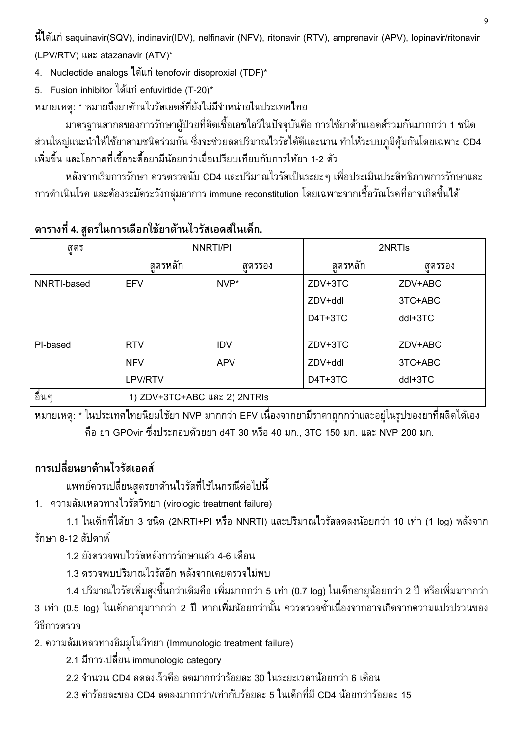นี้ได้แก่ saquinavir(SQV), indinavir(IDV), nelfinavir (NFV), ritonavir (RTV), amprenavir (APV), lopinavir/ritonavir (LPV/RTV) และ atazanavir (ATV)*

4. Nucleotide analogs ได้แก่ tenofovir disoproxial (TDF)*
5. Fusion inhibitor ได้แก่ enfuvirtide (T-20)*

หมายเหตุ: * หมายถึงยาต้านไวรัสเอดส์ที่ยังไม่มีจำหน่ายในประเทศไทย

มาตรฐานสากลของการรักษาผู้ป่วยที่ติดเชื้อเอชไอวีในปัจจุบันคือ การใช้ยาต้านเอดส์ร่วมกันมากกว่า 1 ชนิด ส่วนใหญ่แนะนำให้ใช้ยาสามชนิดร่วมกัน ซึ่งจะช่วยลดปริมาณไวรัสได้ดีและนาน ทำให้ระบบภูมิคุ้มกันโดยเฉพาะ CD4 เพิ่มขึ้น และโอกาสที่เชื้อจะดื้อยามีน้อยกว่าเมื่อเปรียบเทียบกับการให้ยา 1-2 ตัว

หลังจากเริ่มการรักษา ควรตรวจนับ CD4 และปริมาณไวรัสเป็นระยะๆ เพื่อประเมินประสิทธิภาพการรักษาและการดำเนินโรค และต้องระมัดระวังกลุ่มอาการ immune reconstitution โดยเฉพาะจากเชื้อวัณโรคที่อาจเกิดขึ้นได้

**ตารางที่ 4. สูตรในการเลือกใช้ยาต้านไวรัสเอดส์ในเด็ก.**

| สูตร | NNRTI/PI | | 2NRTIs | |
|---|---|---|---|---|
| | สูตรหลัก | สูตรรอง | สูตรหลัก | สูตรรอง |
| NNRTI-based | EFV | NVP* | ZDV+3TC<br>ZDV+ddI<br>D4T+3TC | ZDV+ABC<br>3TC+ABC<br>ddI+3TC |
| PI-based | RTV<br>NFV<br>LPV/RTV | IDV<br>APV | ZDV+3TC<br>ZDV+ddI<br>D4T+3TC | ZDV+ABC<br>3TC+ABC<br>ddI+3TC |
| อื่นๆ | 1) ZDV+3TC+ABC และ 2) 2NTRIs | | | |

หมายเหตุ: * ในประเทศไทยนิยมใช้ยา NVP มากกว่า EFV เนื่องจากยามีราคาถูกกว่าและอยู่ในรูปของยาที่ผลิตได้เอง คือ ยา GPOvir ซึ่งประกอบด้วยยา d4T 30 หรือ 40 มก., 3TC 150 มก. และ NVP 200 มก.

## การเปลี่ยนยาต้านไวรัสเอดส์

แพทย์ควรเปลี่ยนสูตรยาต้านไวรัสที่ใช้ในกรณีต่อไปนี้

1. ความล้มเหลวทางไวรัสวิทยา (virologic treatment failure)

1.1 ในเด็กที่ได้ยา 3 ชนิด (2NRTI+PI หรือ NNRTI) และปริมาณไวรัสลดลงน้อยกว่า 10 เท่า (1 log) หลังจากรักษา 8-12 สัปดาห์

1.2 ยังตรวจพบไวรัสหลังการรักษาแล้ว 4-6 เดือน

1.3 ตรวจพบปริมาณไวรัสอีก หลังจากเคยตรวจไม่พบ

1.4 ปริมาณไวรัสเพิ่มสูงขึ้นกว่าเดิมคือ เพิ่มมากกว่า 5 เท่า (0.7 log) ในเด็กอายุน้อยกว่า 2 ปี หรือเพิ่มมากกว่า 3 เท่า (0.5 log) ในเด็กอายุมากกว่า 2 ปี หากเพิ่มน้อยกว่านั้น ควรตรวจซ้ำเนื่องจากอาจเกิดจากความแปรปรวนของวิธีการตรวจ

2. ความล้มเหลวทางอิมมูโนวิทยา (Immunologic treatment failure)

2.1 มีการเปลี่ยน immunologic category

2.2 จำนวน CD4 ลดลงเร็วคือ ลดมากกว่าร้อยละ 30 ในระยะเวลาน้อยกว่า 6 เดือน

2.3 ค่าร้อยละของ CD4 ลดลงมากกว่า/เท่ากับร้อยละ 5 ในเด็กที่มี CD4 น้อยกว่าร้อยละ 15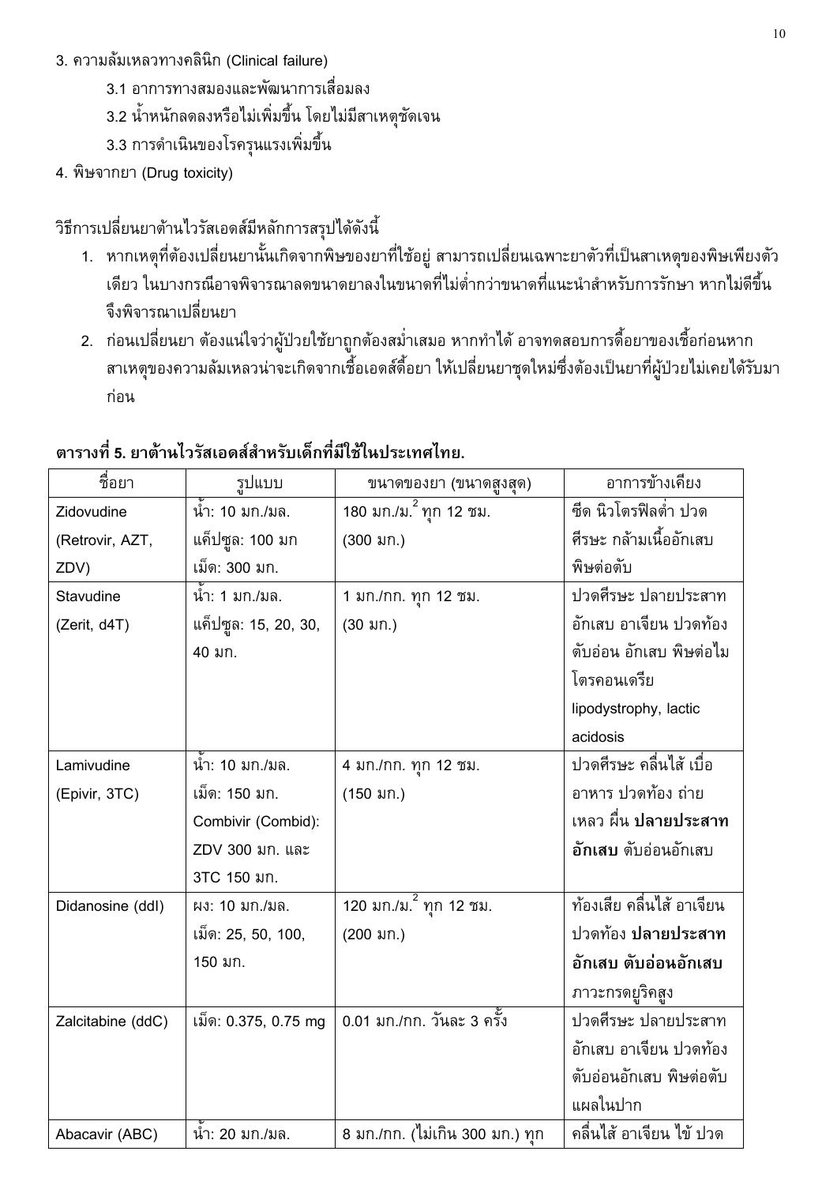3. ความล้มเหลวทางคลินิก (Clinical failure)

    3.1 อาการทางสมองและพัฒนาการเสื่อมลง

    3.2 น้ำหนักลดลงหรือไม่เพิ่มขึ้น โดยไม่มีสาเหตุชัดเจน

    3.3 การดำเนินของโรครุนแรงเพิ่มขึ้น

4. พิษจากยา (Drug toxicity)

วิธีการเปลี่ยนยาต้านไวรัสเอดส์มีหลักการสรุปได้ดังนี้

1. หากเหตุที่ต้องเปลี่ยนยานั้นเกิดจากพิษของยาที่ใช้อยู่ สามารถเปลี่ยนเฉพาะยาตัวที่เป็นสาเหตุของพิษเพียงตัวเดียว ในบางกรณีอาจพิจารณาลดขนาดยาลงในขนาดที่ไม่ต่ำกว่าขนาดที่แนะนำสำหรับการรักษา หากไม่ดีขึ้นจึงพิจารณาเปลี่ยนยา
2. ก่อนเปลี่ยนยา ต้องแน่ใจว่าผู้ป่วยใช้ยาถูกต้องสม่ำเสมอ หากทำได้ อาจทดสอบการดื้อยาของเชื้อก่อนหากสาเหตุของความล้มเหลวน่าจะเกิดจากเชื้อเอดส์ดื้อยา ให้เปลี่ยนยาชุดใหม่ซึ่งต้องเป็นยาที่ผู้ป่วยไม่เคยได้รับมาก่อน

**ตารางที่ 5. ยาต้านไวรัสเอดส์สำหรับเด็กที่มีใช้ในประเทศไทย.**

| ชื่อยา | รูปแบบ | ขนาดของยา (ขนาดสูงสุด) | อาการข้างเคียง |
|---|---|---|---|
| Zidovudine (Retrovir, AZT, ZDV) | น้ำ: 10 มก./มล. แค็ปซูล: 100 มก เม็ด: 300 มก. | 180 มก./ม.$^2$ ทุก 12 ชม. (300 มก.) | ซีด นิวโตรฟิลต่ำ ปวดศีรษะ กล้ามเนื้ออักเสบ พิษต่อตับ |
| Stavudine (Zerit, d4T) | น้ำ: 1 มก./มล. แค็ปซูล: 15, 20, 30, 40 มก. | 1 มก./กก. ทุก 12 ชม. (30 มก.) | ปวดศีรษะ ปลายประสาทอักเสบ อาเจียน ปวดท้อง ตับอ่อน อักเสบ พิษต่อไมโตรคอนเดรีย lipodystrophy, lactic acidosis |
| Lamivudine (Epivir, 3TC) | น้ำ: 10 มก./มล. เม็ด: 150 มก. Combivir (Combid): ZDV 300 มก. และ 3TC 150 มก. | 4 มก./กก. ทุก 12 ชม. (150 มก.) | ปวดศีรษะ คลื่นไส้ เบื่ออาหาร ปวดท้อง ถ่ายเหลว ผื่น **ปลายประสาทอักเสบ** ตับอ่อนอักเสบ |
| Didanosine (ddI) | ผง: 10 มก./มล. เม็ด: 25, 50, 100, 150 มก. | 120 มก./ม.$^2$ ทุก 12 ชม. (200 มก.) | ท้องเสีย คลื่นไส้ อาเจียน ปวดท้อง **ปลายประสาทอักเสบ ตับอ่อนอักเสบ** ภาวะกรดยูริคสูง |
| Zalcitabine (ddC) | เม็ด: 0.375, 0.75 mg | 0.01 มก./กก. วันละ 3 ครั้ง | ปวดศีรษะ ปลายประสาทอักเสบ อาเจียน ปวดท้อง ตับอ่อนอักเสบ พิษต่อตับ แผลในปาก |
| Abacavir (ABC) | น้ำ: 20 มก./มล. | 8 มก./กก. (ไม่เกิน 300 มก.) ทุก | คลื่นไส้ อาเจียน ไข้ ปวด |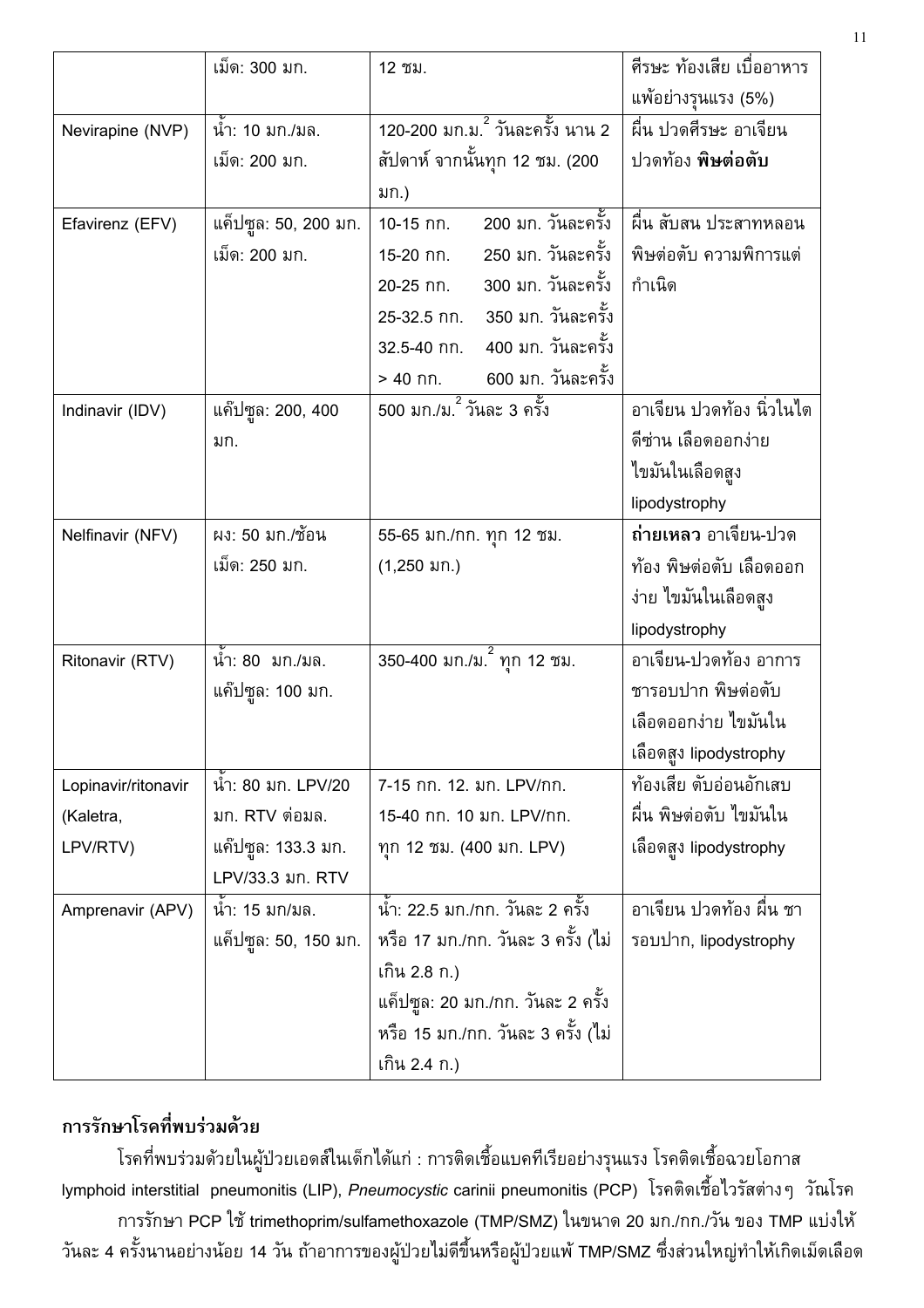| | | | |
|---|---|---|---|
| | เม็ด: 300 มก. | 12 ชม. | ศีรษะ ท้องเสีย เบื่ออาหาร แพ้อย่างรุนแรง (5%) |
| Nevirapine (NVP) | น้ำ: 10 มก./มล. เม็ด: 200 มก. | 120-200 มก.ม.$^2$ วันละครั้ง นาน 2 สัปดาห์ จากนั้นทุก 12 ชม. (200 มก.) | ผื่น ปวดศีรษะ อาเจียน ปวดท้อง **พิษต่อตับ** |
| Efavirenz (EFV) | แค็ปซูล: 50, 200 มก. เม็ด: 200 มก. | 10-15 กก. 200 มก. วันละครั้ง<br>15-20 กก. 250 มก. วันละครั้ง<br>20-25 กก. 300 มก. วันละครั้ง<br>25-32.5 กก. 350 มก. วันละครั้ง<br>32.5-40 กก. 400 มก. วันละครั้ง<br>> 40 กก. 600 มก. วันละครั้ง | ผื่น สับสน ประสาทหลอน พิษต่อตับ ความพิการแต่กำเนิด |
| Indinavir (IDV) | แค็ปซูล: 200, 400 มก. | 500 มก./ม.$^2$ วันละ 3 ครั้ง | อาเจียน ปวดท้อง นิ่วในไต ดีซ่าน เลือดออกง่าย ไขมันในเลือดสูง lipodystrophy |
| Nelfinavir (NFV) | ผง: 50 มก./ช้อน เม็ด: 250 มก. | 55-65 มก./กก. ทุก 12 ชม. (1,250 มก.) | **ถ่ายเหลว** อาเจียน-ปวดท้อง พิษต่อตับ เลือดออกง่าย ไขมันในเลือดสูง lipodystrophy |
| Ritonavir (RTV) | น้ำ: 80 มก./มล. แค็ปซูล: 100 มก. | 350-400 มก./ม.$^2$ ทุก 12 ชม. | อาเจียน-ปวดท้อง อาการชารอบปาก พิษต่อตับ เลือดออกง่าย ไขมันในเลือดสูง lipodystrophy |
| Lopinavir/ritonavir (Kaletra, LPV/RTV) | น้ำ: 80 มก. LPV/20 มก. RTV ต่อมล. แค็ปซูล: 133.3 มก. LPV/33.3 มก. RTV | 7-15 กก. 12. มก. LPV/กก.<br>15-40 กก. 10 มก. LPV/กก.<br>ทุก 12 ชม. (400 มก. LPV) | ท้องเสีย ตับอ่อนอักเสบ ผื่น พิษต่อตับ ไขมันในเลือดสูง lipodystrophy |
| Amprenavir (APV) | น้ำ: 15 มก/มล. แค็ปซูล: 50, 150 มก. | น้ำ: 22.5 มก./กก. วันละ 2 ครั้ง หรือ 17 มก./กก. วันละ 3 ครั้ง (ไม่เกิน 2.8 ก.)<br>แค็ปซูล: 20 มก./กก. วันละ 2 ครั้ง หรือ 15 มก./กก. วันละ 3 ครั้ง (ไม่เกิน 2.4 ก.) | อาเจียน ปวดท้อง ผื่น ชารอบปาก, lipodystrophy |

## การรักษาโรคที่พบร่วมด้วย

โรคที่พบร่วมด้วยในผู้ป่วยเอดส์ในเด็กได้แก่ : การติดเชื้อแบคทีเรียอย่างรุนแรง โรคติดเชื้อฉวยโอกาส lymphoid interstitial pneumonitis (LIP), *Pneumocystic* carinii pneumonitis (PCP) โรคติดเชื้อไวรัสต่างๆ วัณโรค

การรักษา PCP ใช้ trimethoprim/sulfamethoxazole (TMP/SMZ) ในขนาด 20 มก./กก./วัน ของ TMP แบ่งให้วันละ 4 ครั้งนานอย่างน้อย 14 วัน ถ้าอาการของผู้ป่วยไม่ดีขึ้นหรือผู้ป่วยแพ้ TMP/SMZ ซึ่งส่วนใหญ่ทำให้เกิดเม็ดเลือด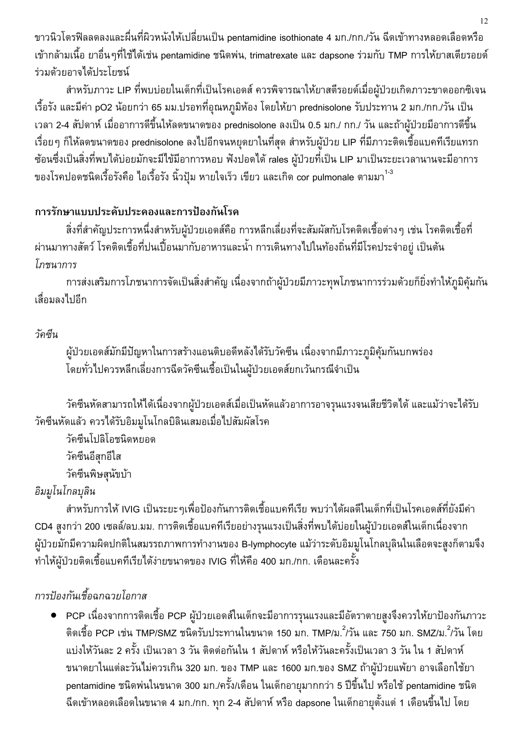ขาวนิวโตรฟิลลดลงและผื่นที่ผิวหนังให้เปลี่ยนเป็น pentamidine isothionate 4 มก./กก./วัน ฉีดเข้าทางหลอดเลือดหรือเข้ากล้ามเนื้อ ยาอื่นๆที่ใช้ได้เช่น pentamidine ชนิดพ่น, trimatrexate และ dapsone ร่วมกับ TMP การให้ยาสเตียรอยด์ร่วมด้วยอาจได้ประโยชน์

สำหรับภาวะ LIP ที่พบบ่อยในเด็กที่เป็นโรคเอดส์ ควรพิจารณาให้ยาสตีรอยด์เมื่อผู้ป่วยเกิดภาวะขาดออกซิเจนเรื้อรัง และมีค่า pO2 น้อยกว่า 65 มม.ปรอทที่อุณหภูมิห้อง โดยให้ยา prednisolone รับประทาน 2 มก./กก./วัน เป็นเวลา 2-4 สัปดาห์ เมื่ออาการดีขึ้นให้ลดขนาดของ prednisolone ลงเป็น 0.5 มก./ กก./ วัน และถ้าผู้ป่วยมีอาการดีขึ้นเรื่อยๆ ก็ให้ลดขนาดของ prednisolone ลงไปอีกจนหยุดยาในที่สุด สำหรับผู้ป่วย LIP ที่มีภาวะติดเชื้อแบคทีเรียแทรกซ้อนซึ่งเป็นสิ่งที่พบได้บ่อยมักจะมีไข้มีอาการหอบ ฟังปอดได้ rales ผู้ป่วยที่เป็น LIP มาเป็นระยะเวลานานจะมีอาการของโรคปอดชนิดเรื้อรังคือ ไอเรื้อรัง นิ้วปุ้ม หายใจเร็ว เขียว และเกิด cor pulmonale ตามมา[1-3]

**การรักษาแบบประคับประคองและการป้องกันโรค**

สิ่งที่สำคัญประการหนึ่งสำหรับผู้ป่วยเอดส์คือ การหลีกเลี่ยงที่จะสัมผัสกับโรคติดเชื้อต่างๆ เช่น โรคติดเชื้อที่ผ่านมาทางสัตว์ โรคติดเชื้อที่ปนเปื้อนมากับอาหารและน้ำ การเดินทางไปในท้องถิ่นที่มีโรคประจำอยู่ เป็นต้น

*โภชนาการ*

การส่งเสริมการโภชนาการจัดเป็นสิ่งสำคัญ เนื่องจากถ้าผู้ป่วยมีภาวะทุพโภชนาการร่วมด้วยก็ยิ่งทำให้ภูมิคุ้มกันเสื่อมลงไปอีก

*วัคซีน*

ผู้ป่วยเอดส์มักมีปัญหาในการสร้างแอนติบอดีหลังได้รับวัคซีน เนื่องจากมีภาวะภูมิคุ้มกันบกพร่อง โดยทั่วไปควรหลีกเลี่ยงการฉีดวัคซีนเชื้อเป็นในผู้ป่วยเอดส์ยกเว้นกรณีจำเป็น

วัคซีนหัดสามารถให้ได้เนื่องจากผู้ป่วยเอดส์เมื่อเป็นหัดแล้วอาการอาจรุนแรงจนเสียชีวิตได้ และแม้ว่าจะได้รับวัคซีนหัดแล้ว ควรได้รับอิมมูโนโกลบิลินเสมอเมื่อไปสัมผัสโรค

วัคซีนโปลิโอชนิดหยอด

วัคซีนอีสุกอีใส

วัคซีนพิษสุนัขบ้า

*อิมมูโนโกลบุลิน*

สำหรับการให้ IVIG เป็นระยะๆเพื่อป้องกันการติดเชื้อแบคทีเรีย พบว่าได้ผลดีในเด็กที่เป็นโรคเอดส์ที่ยังมีค่า CD4 สูงกว่า 200 เซลล์/ลบ.มม. การติดเชื้อแบคทีเรียอย่างรุนแรงเป็นสิ่งที่พบได้บ่อยในผู้ป่วยเอดส์ในเด็กเนื่องจากผู้ป่วยมักมีความผิดปกติในสมรรถภาพการทำงานของ B-lymphocyte แม้ว่าระดับอิมมูโนโกลบุลินในเลือดจะสูงก็ตามจึงทำให้ผู้ป่วยติดเชื้อแบคทีเรียได้ง่ายขนาดของ IVIG ที่ให้คือ 400 มก./กก. เดือนละครั้ง

*การป้องกันเชื้อฉกฉวยโอกาส*

- PCP เนื่องจากการติดเชื้อ PCP ผู้ป่วยเอดส์ในเด็กจะมีอาการรุนแรงและมีอัตราตายสูงจึงควรให้ยาป้องกันภาวะติดเชื้อ PCP เช่น TMP/SMZ ชนิดรับประทานในขนาด 150 มก. TMP/ม.$^2$/วัน และ 750 มก. SMZ/ม.$^2$/วัน โดยแบ่งให้วันละ 2 ครั้ง เป็นเวลา 3 วัน ติดต่อกันใน 1 สัปดาห์ หรือให้วันละครั้งเป็นเวลา 3 วัน ใน 1 สัปดาห์ ขนาดยาในแต่ละวันไม่ควรเกิน 320 มก. ของ TMP และ 1600 มก.ของ SMZ ถ้าผู้ป่วยแพ้ยา อาจเลือกใช้ยา pentamidine ชนิดพ่นในขนาด 300 มก./ครั้ง/เดือน ในเด็กอายุมากกว่า 5 ปีขึ้นไป หรือใช้ pentamidine ชนิดฉีดเข้าหลอดเลือดในขนาด 4 มก./กก. ทุก 2-4 สัปดาห์ หรือ dapsone ในเด็กอายุตั้งแต่ 1 เดือนขึ้นไป โดย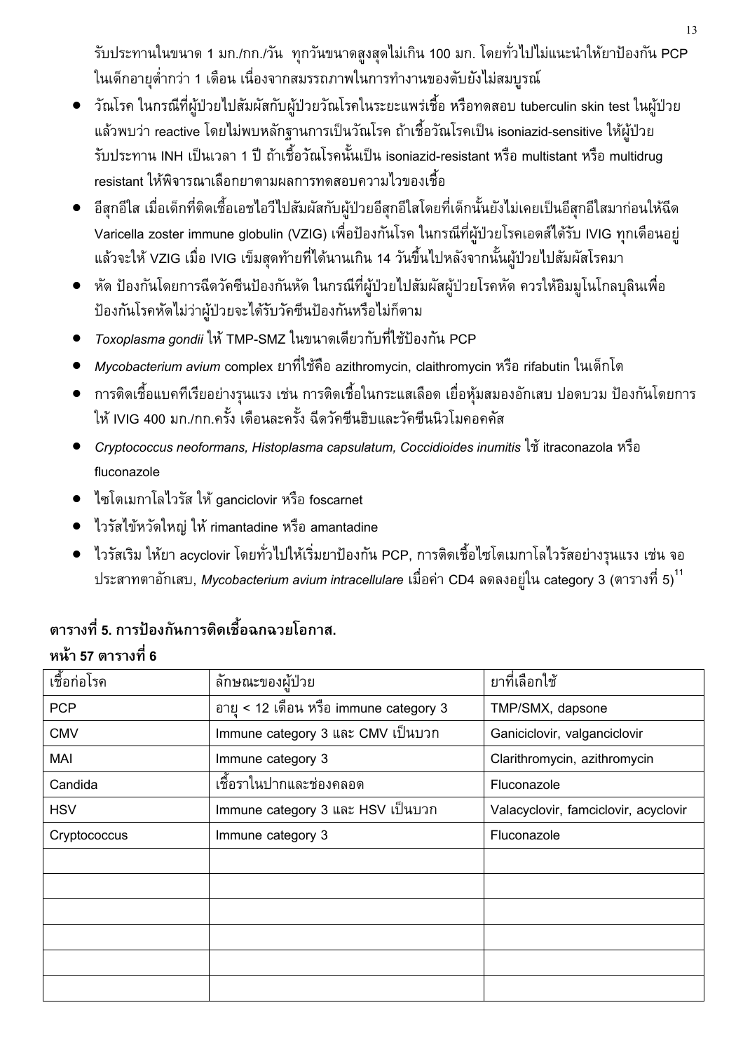รับประทานในขนาด 1 มก./กก./วัน ทุกวันขนาดสูงสุดไม่เกิน 100 มก. โดยทั่วไปไม่แนะนำให้ยาป้องกัน PCP ในเด็กอายุต่ำกว่า 1 เดือน เนื่องจากสมรรถภาพในการทำงานของตับยังไม่สมบูรณ์

- วัณโรค ในกรณีที่ผู้ป่วยไปสัมผัสกับผู้ป่วยวัณโรคในระยะแพร่เชื้อ หรือทดสอบ tuberculin skin test ในผู้ป่วยแล้วพบว่า reactive โดยไม่พบหลักฐานการเป็นวัณโรค ถ้าเชื้อวัณโรคเป็น isoniazid-sensitive ให้ผู้ป่วยรับประทาน INH เป็นเวลา 1 ปี ถ้าเชื้อวัณโรคนั้นเป็น isoniazid-resistant หรือ multistant หรือ multidrug resistant ให้พิจารณาเลือกยาตามผลการทดสอบความไวของเชื้อ
- อีสุกอีใส เมื่อเด็กที่ติดเชื้อเอชไอวีไปสัมผัสกับผู้ป่วยอีสุกอีใสโดยที่เด็กนั้นยังไม่เคยเป็นอีสุกอีใสมาก่อนให้ฉีด Varicella zoster immune globulin (VZIG) เพื่อป้องกันโรค ในกรณีที่ผู้ป่วยโรคเอดส์ได้รับ IVIG ทุกเดือนอยู่แล้วจะให้ VZIG เมื่อ IVIG เข็มสุดท้ายที่ได้นานเกิน 14 วันขึ้นไปหลังจากนั้นผู้ป่วยไปสัมผัสโรคมา
- หัด ป้องกันโดยการฉีดวัคซีนป้องกันหัด ในกรณีที่ผู้ป่วยไปสัมผัสผู้ป่วยโรคหัด ควรให้อิมมูโนโกลบุลินเพื่อป้องกันโรคหัดไม่ว่าผู้ป่วยจะได้รับวัคซีนป้องกันหรือไม่ก็ตาม
- *Toxoplasma gondii* ให้ TMP-SMZ ในขนาดเดียวกับที่ใช้ป้องกัน PCP
- *Mycobacterium avium* complex ยาที่ใช้คือ azithromycin, claithromycin หรือ rifabutin ในเด็กโต
- การติดเชื้อแบคทีเรียอย่างรุนแรง เช่น การติดเชื้อในกระแสเลือด เยื่อหุ้มสมองอักเสบ ปอดบวม ป้องกันโดยการให้ IVIG 400 มก./กก.ครั้ง เดือนละครั้ง ฉีดวัคซีนฮิบและวัคซีนนิวโมคอคคัส
- *Cryptococcus neoformans, Histoplasma capsulatum, Coccidioides inumitis* ใช้ itraconazola หรือ fluconazole
- ไซโตเมกาโลไวรัส ให้ ganciclovir หรือ foscarnet
- ไวรัสไข้หวัดใหญ่ ให้ rimantadine หรือ amantadine
- ไวรัสเริม ให้ยา acyclovir โดยทั่วไปให้เริ่มยาป้องกัน PCP, การติดเชื้อไซโตเมกาโลไวรัสอย่างรุนแรง เช่น จอประสาทตาอักเสบ, *Mycobacterium avium intracellulare* เมื่อค่า CD4 ลดลงอยู่ใน category 3 (ตารางที่ 5)[11]

**ตารางที่ 5. การป้องกันการติดเชื้อฉกฉวยโอกาส.**

**หน้า 57 ตารางที่ 6**

| เชื้อก่อโรค | ลักษณะของผู้ป่วย | ยาที่เลือกใช้ |
|---|---|---|
| PCP | อายุ < 12 เดือน หรือ immune category 3 | TMP/SMX, dapsone |
| CMV | Immune category 3 และ CMV เป็นบวก | Ganiciclovir, valganciclovir |
| MAI | Immune category 3 | Clarithromycin, azithromycin |
| Candida | เชื้อราในปากและช่องคลอด | Fluconazole |
| HSV | Immune category 3 และ HSV เป็นบวก | Valacyclovir, famciclovir, acyclovir |
| Cryptococcus | Immune category 3 | Fluconazole |
| | | |
| | | |
| | | |
| | | |
| | | |
| | | |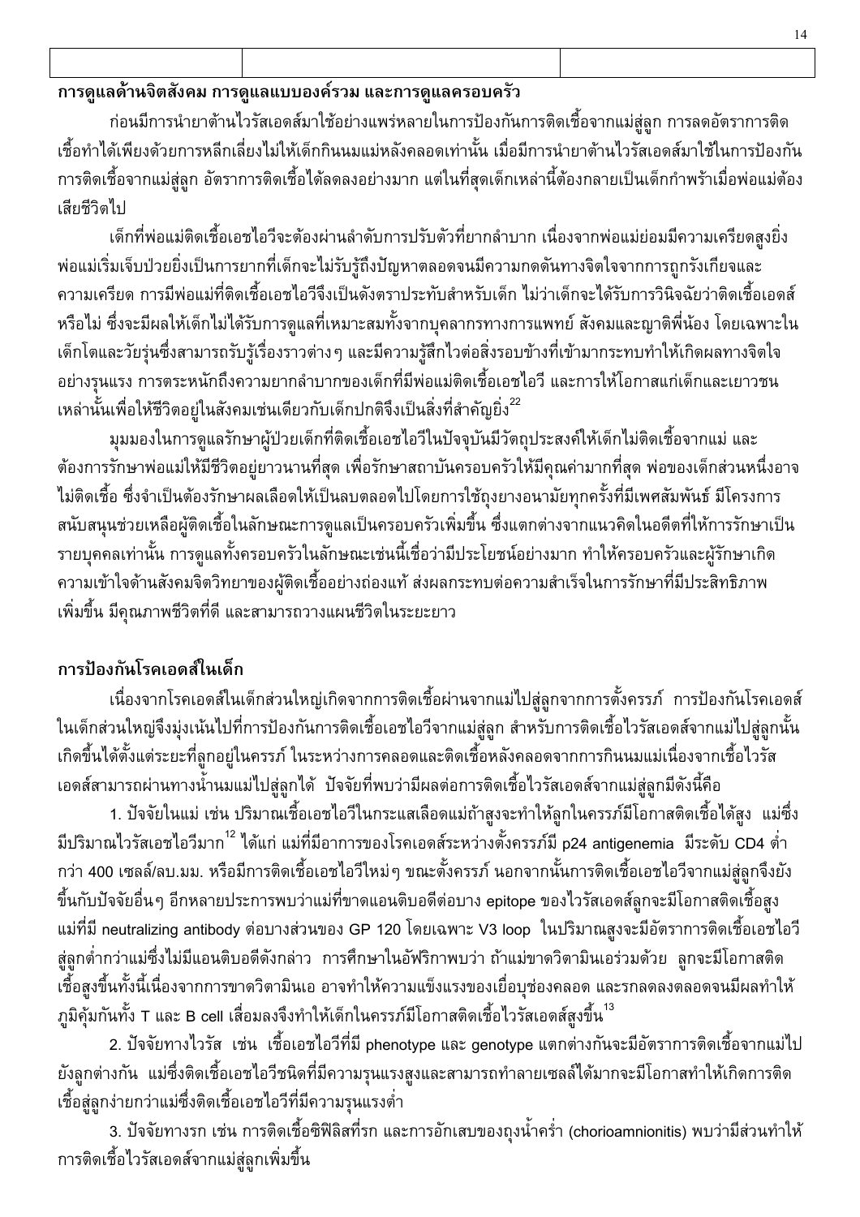| | | |
|---|---|---|
| | | |

**การดูแลด้านจิตสังคม การดูแลแบบองค์รวม และการดูแลครอบครัว**

ก่อนมีการนำยาต้านไวรัสเอดส์มาใช้อย่างแพร่หลายในการป้องกันการติดเชื้อจากแม่สู่ลูก การลดอัตราการติดเชื้อทำได้เพียงด้วยการหลีกเลี่ยงไม่ให้เด็กกินนมแม่หลังคลอดเท่านั้น เมื่อมีการนำยาต้านไวรัสเอดส์มาใช้ในการป้องกันการติดเชื้อจากแม่สู่ลูก อัตราการติดเชื้อได้ลดลงอย่างมาก แต่ในที่สุดเด็กเหล่านี้ต้องกลายเป็นเด็กกำพร้าเมื่อพ่อแม่ต้องเสียชีวิตไป

เด็กที่พ่อแม่ติดเชื้อเอชไอวีจะต้องผ่านลำดับการปรับตัวที่ยากลำบาก เนื่องจากพ่อแม่ย่อมมีความเครียดสูงยิ่ง พ่อแม่เริ่มเจ็บป่วยยิ่งเป็นการยากที่เด็กจะไม่รับรู้ถึงปัญหาตลอดจนมีความกดดันทางจิตใจจากการถูกรังเกียจและความเครียด การมีพ่อแม่ที่ติดเชื้อเอชไอวีจึงเป็นดังตราประทับสำหรับเด็ก ไม่ว่าเด็กจะได้รับการวินิจฉัยว่าติดเชื้อเอดส์หรือไม่ ซึ่งจะมีผลให้เด็กไม่ได้รับการดูแลที่เหมาะสมทั้งจากบุคลากรทางการแพทย์ สังคมและญาติพี่น้อง โดยเฉพาะในเด็กโตและวัยรุ่นซึ่งสามารถรับรู้เรื่องราวต่างๆ และมีความรู้สึกไวต่อสิ่งรอบข้างที่เข้ามากระทบทำให้เกิดผลทางจิตใจอย่างรุนแรง การตระหนักถึงความยากลำบากของเด็กที่มีพ่อแม่ติดเชื้อเอชไอวี และการให้โอกาสแก่เด็กและเยาวชนเหล่านั้นเพื่อให้ชีวิตอยู่ในสังคมเช่นเดียวกับเด็กปกติจึงเป็นสิ่งที่สำคัญยิ่ง[22]

มุมมองในการดูแลรักษาผู้ป่วยเด็กที่ติดเชื้อเอชไอวีในปัจจุบันมีวัตถุประสงค์ให้เด็กไม่ติดเชื้อจากแม่ และต้องการรักษาพ่อแม่ให้มีชีวิตอยู่ยาวนานที่สุด เพื่อรักษาสถาบันครอบครัวให้มีคุณค่ามากที่สุด พ่อของเด็กส่วนหนึ่งอาจไม่ติดเชื้อ ซึ่งจำเป็นต้องรักษาผลเลือดให้เป็นลบตลอดไปโดยการใช้ถุงยางอนามัยทุกครั้งที่มีเพศสัมพันธ์ มีโครงการสนับสนุนช่วยเหลือผู้ติดเชื้อในลักษณะการดูแลเป็นครอบครัวเพิ่มขึ้น ซึ่งแตกต่างจากแนวคิดในอดีตที่ให้การรักษาเป็นรายบุคคลเท่านั้น การดูแลทั้งครอบครัวในลักษณะเช่นนี้เชื่อว่ามีประโยชน์อย่างมาก ทำให้ครอบครัวและผู้รักษาเกิดความเข้าใจด้านสังคมจิตวิทยาของผู้ติดเชื้ออย่างถ่องแท้ ส่งผลกระทบต่อความสำเร็จในการรักษาที่มีประสิทธิภาพเพิ่มขึ้น มีคุณภาพชีวิตที่ดี และสามารถวางแผนชีวิตในระยะยาว

**การป้องกันโรคเอดส์ในเด็ก**

เนื่องจากโรคเอดส์ในเด็กส่วนใหญ่เกิดจากการติดเชื้อผ่านจากแม่ไปสู่ลูกจากการตั้งครรภ์ การป้องกันโรคเอดส์ในเด็กส่วนใหญ่จึงมุ่งเน้นไปที่การป้องกันการติดเชื้อเอชไอวีจากแม่สู่ลูก สำหรับการติดเชื้อไวรัสเอดส์จากแม่ไปสู่ลูกนั้นเกิดขึ้นได้ตั้งแต่ระยะที่ลูกอยู่ในครรภ์ ในระหว่างการคลอดและติดเชื้อหลังคลอดจากการกินนมแม่เนื่องจากเชื้อไวรัสเอดส์สามารถผ่านทางน้ำนมแม่ไปสู่ลูกได้ ปัจจัยที่พบว่ามีผลต่อการติดเชื้อไวรัสเอดส์จากแม่สู่ลูกมีดังนี้คือ

1. ปัจจัยในแม่ เช่น ปริมาณเชื้อเอชไอวีในกระแสเลือดแม่ถ้าสูงจะทำให้ลูกในครรภ์มีโอกาสติดเชื้อได้สูง แม่ซึ่งมีปริมาณไวรัสเอชไอวีมาก[12] ได้แก่ แม่ที่มีอาการของโรคเอดส์ระหว่างตั้งครรภ์มี p24 antigenemia มีระดับ CD4 ต่ำกว่า 400 เซลล์/ลบ.มม. หรือมีการติดเชื้อเอชไอวีใหม่ๆ ขณะตั้งครรภ์ นอกจากนั้นการติดเชื้อเอชไอวีจากแม่สู่ลูกจึงยังขึ้นกับปัจจัยอื่นๆ อีกหลายประการพบว่าแม่ที่ขาดแอนติบอดีต่อบาง epitope ของไวรัสเอดส์ลูกจะมีโอกาสติดเชื้อสูง แม่ที่มี neutralizing antibody ต่อบางส่วนของ GP 120 โดยเฉพาะ V3 loop ในปริมาณสูงจะมีอัตราการติดเชื้อเอชไอวีสู่ลูกต่ำกว่าแม่ซึ่งไม่มีแอนติบอดีดังกล่าว การศึกษาในอัฟริกาพบว่า ถ้าแม่ขาดวิตามินเอร่วมด้วย ลูกจะมีโอกาสติดเชื้อสูงขึ้นทั้งนี้เนื่องจากการขาดวิตามินเอ อาจทำให้ความแข็งแรงของเยื่อบุช่องคลอด และรกลดลงตลอดจนมีผลทำให้ภูมิคุ้มกันทั้ง T และ B cell เสื่อมลงจึงทำให้เด็กในครรภ์มีโอกาสติดเชื้อไวรัสเอดส์สูงขึ้น[13]

2. ปัจจัยทางไวรัส เช่น เชื้อเอชไอวีที่มี phenotype และ genotype แตกต่างกันจะมีอัตราการติดเชื้อจากแม่ไปยังลูกต่างกัน แม่ซึ่งติดเชื้อเอชไอวีชนิดที่มีความรุนแรงสูงและสามารถทำลายเซลล์ได้มากจะมีโอกาสทำให้เกิดการติดเชื้อสู่ลูกง่ายกว่าแม่ซึ่งติดเชื้อเอชไอวีที่มีความรุนแรงต่ำ

3. ปัจจัยทางรก เช่น การติดเชื้อซิฟิลิสที่รก และการอักเสบของถุงน้ำคร่ำ (chorioamnionitis) พบว่ามีส่วนทำให้การติดเชื้อไวรัสเอดส์จากแม่สู่ลูกเพิ่มขึ้น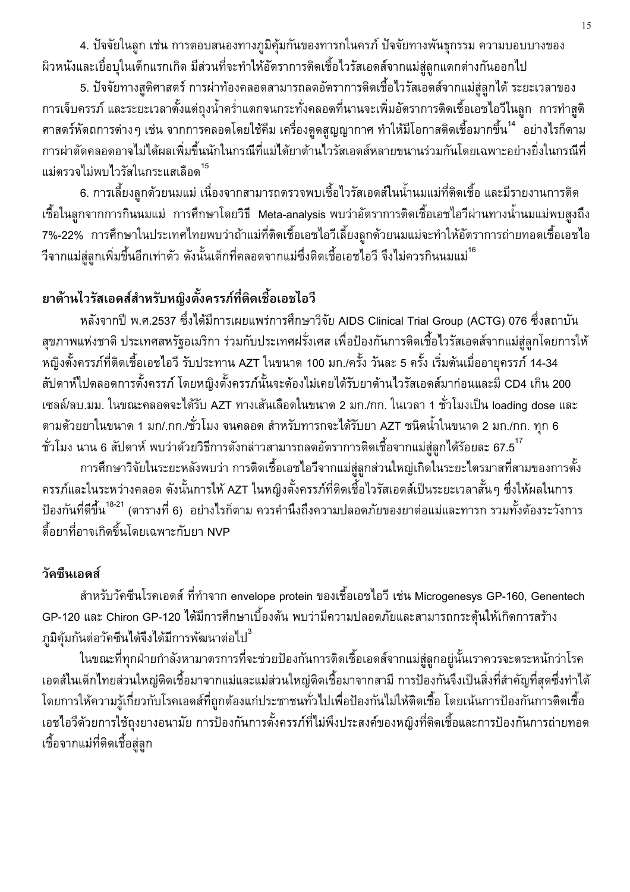4. ปัจจัยในลูก เช่น การตอบสนองทางภูมิคุ้มกันของทารกในครรภ์ ปัจจัยทางพันธุกรรม ความบอบบางของผิวหนังและเยื่อบุในเด็กแรกเกิด มีส่วนที่จะทำให้อัตราการติดเชื้อไวรัสเอดส์จากแม่สู่ลูกแตกต่างกันออกไป

5. ปัจจัยทางสูติศาสตร์ การผ่าท้องคลอดสามารถลดอัตราการติดเชื้อไวรัสเอดส์จากแม่สู่ลูกได้ ระยะเวลาของการเจ็บครรภ์ และระยะเวลาตั้งแต่ถุงน้ำคร่ำแตกจนกระทั่งคลอดที่นานจะเพิ่มอัตราการติดเชื้อเอชไอวีในลูก การทำสูติศาสตร์หัตถการต่างๆ เช่น จากการคลอดโดยใช้คีม เครื่องดูดสุญญากาศ ทำให้มีโอกาสติดเชื้อมากขึ้น[14] อย่างไรก็ตามการผ่าตัดคลอดอาจไม่ได้ผลเพิ่มขึ้นนักในกรณีที่แม่ได้ยาต้านไวรัสเอดส์หลายขนานร่วมกันโดยเฉพาะอย่างยิ่งในกรณีที่แม่ตรวจไม่พบไวรัสในกระแสเลือด[15]

6. การเลี้ยงลูกด้วยนมแม่ เนื่องจากสามารถตรวจพบเชื้อไวรัสเอดส์ในน้ำนมแม่ที่ติดเชื้อ และมีรายงานการติดเชื้อในลูกจากการกินนมแม่ การศึกษาโดยวิธี Meta-analysis พบว่าอัตราการติดเชื้อเอชไอวีผ่านทางน้ำนมแม่พบสูงถึง 7%-22% การศึกษาในประเทศไทยพบว่าถ้าแม่ที่ติดเชื้อเอชไอวีเลี้ยงลูกด้วยนมแม่จะทำให้อัตราการถ่ายทอดเชื้อเอชไอวีจากแม่สู่ลูกเพิ่มขึ้นอีกเท่าตัว ดังนั้นเด็กที่คลอดจากแม่ซึ่งติดเชื้อเอชไอวี จึงไม่ควรกินนมแม่[16]

## ยาต้านไวรัสเอดส์สำหรับหญิงตั้งครรภ์ที่ติดเชื้อเอชไอวี

หลังจากปี พ.ศ.2537 ซึ่งได้มีการเผยแพร่การศึกษาวิจัย AIDS Clinical Trial Group (ACTG) 076 ซึ่งสถาบันสุขภาพแห่งชาติ ประเทศสหรัฐอเมริกา ร่วมกับประเทศฝรั่งเศส เพื่อป้องกันการติดเชื้อไวรัสเอดส์จากแม่สู่ลูกโดยการให้หญิงตั้งครรภ์ที่ติดเชื้อเอชไอวี รับประทาน AZT ในขนาด 100 มก./ครั้ง วันละ 5 ครั้ง เริ่มต้นเมื่ออายุครรภ์ 14-34 สัปดาห์ไปตลอดการตั้งครรภ์ โดยหญิงตั้งครรภ์นั้นจะต้องไม่เคยได้รับยาต้านไวรัสเอดส์มาก่อนและมี CD4 เกิน 200 เซลล์/ลบ.มม. ในขณะคลอดจะได้รับ AZT ทางเส้นเลือดในขนาด 2 มก./กก. ในเวลา 1 ชั่วโมงเป็น loading dose และตามด้วยยาในขนาด 1 มก/.กก./ชั่วโมง จนคลอด สำหรับทารกจะได้รับยา AZT ชนิดน้ำในขนาด 2 มก./กก. ทุก 6 ชั่วโมง นาน 6 สัปดาห์ พบว่าด้วยวิธีการดังกล่าวสามารถลดอัตราการติดเชื้อจากแม่สู่ลูกได้ร้อยละ 67.5[17]

การศึกษาวิจัยในระยะหลังพบว่า การติดเชื้อเอชไอวีจากแม่สู่ลูกส่วนใหญ่เกิดในระยะไตรมาสที่สามของการตั้งครรภ์และในระหว่างคลอด ดังนั้นการให้ AZT ในหญิงตั้งครรภ์ที่ติดเชื้อไวรัสเอดส์เป็นระยะเวลาสั้นๆ ซึ่งให้ผลในการป้องกันที่ดีขึ้น[18-21] (ตารางที่ 6) อย่างไรก็ตาม ควรคำนึงถึงความปลอดภัยของยาต่อแม่และทารก รวมทั้งต้องระวังการดื้อยาที่อาจเกิดขึ้นโดยเฉพาะกับยา NVP

## วัคซีนเอดส์

สำหรับวัคซีนโรคเอดส์ ที่ทำจาก envelope protein ของเชื้อเอชไอวี เช่น Microgenesys GP-160, Genentech GP-120 และ Chiron GP-120 ได้มีการศึกษาเบื้องต้น พบว่ามีความปลอดภัยและสามารถกระตุ้นให้เกิดการสร้างภูมิคุ้มกันต่อวัคซีนได้จึงได้มีการพัฒนาต่อไป[3]

ในขณะที่ทุกฝ่ายกำลังหามาตรการที่จะช่วยป้องกันการติดเชื้อเอดส์จากแม่สู่ลูกอยู่นั้นเราควรจะตระหนักว่าโรคเอดส์ในเด็กไทยส่วนใหญ่ติดเชื้อมาจากแม่และแม่ส่วนใหญ่ติดเชื้อมาจากสามี การป้องกันจึงเป็นสิ่งที่สำคัญที่สุดซึ่งทำได้โดยการให้ความรู้เกี่ยวกับโรคเอดส์ที่ถูกต้องแก่ประชาชนทั่วไปเพื่อป้องกันไม่ให้ติดเชื้อ โดยเน้นการป้องกันการติดเชื้อเอชไอวีด้วยการใช้ถุงยางอนามัย การป้องกันการตั้งครรภ์ที่ไม่พึงประสงค์ของหญิงที่ติดเชื้อและการป้องกันการถ่ายทอดเชื้อจากแม่ที่ติดเชื้อสู่ลูก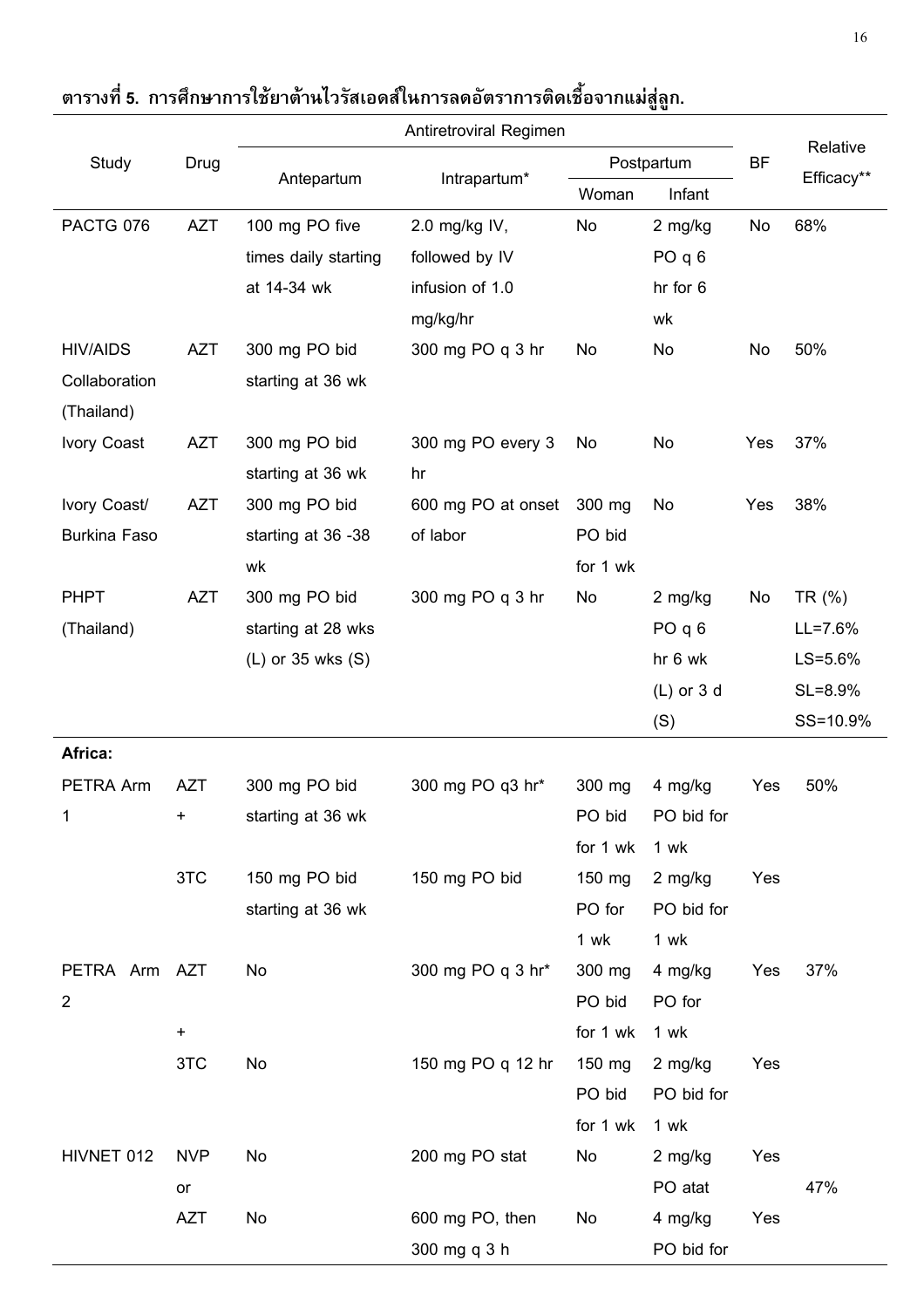**ตารางที่ 5. การศึกษาการใช้ยาต้านไวรัสเอดส์ในการลดอัตราการติดเชื้อจากแม่สู่ลูก.**

| Study | Drug | Antiretroviral Regimen | | | | BF | Relative Efficacy** |
|---|---|---|---|---|---|---|---|
| | | Antepartum | Intrapartum* | Postpartum | | | |
| | | | | Woman | Infant | | |
| PACTG 076 | AZT | 100 mg PO five times daily starting at 14-34 wk | 2.0 mg/kg IV, followed by IV infusion of 1.0 mg/kg/hr | No | 2 mg/kg PO q 6 hr for 6 wk | No | 68% |
| HIV/AIDS Collaboration (Thailand) | AZT | 300 mg PO bid starting at 36 wk | 300 mg PO q 3 hr | No | No | No | 50% |
| Ivory Coast | AZT | 300 mg PO bid starting at 36 wk | 300 mg PO every 3 hr | No | No | Yes | 37% |
| Ivory Coast/ Burkina Faso | AZT | 300 mg PO bid starting at 36 -38 wk | 600 mg PO at onset of labor | 300 mg PO bid for 1 wk | No | Yes | 38% |
| PHPT (Thailand) | AZT | 300 mg PO bid starting at 28 wks (L) or 35 wks (S) | 300 mg PO q 3 hr | No | 2 mg/kg PO q 6 hr 6 wk (L) or 3 d (S) | No | TR (%) LL=7.6% LS=5.6% SL=8.9% SS=10.9% |
| **Africa:** | | | | | | | |
| PETRA Arm 1 | AZT + | 300 mg PO bid starting at 36 wk | 300 mg PO q3 hr* | 300 mg PO bid for 1 wk | 4 mg/kg PO bid for 1 wk | Yes | 50% |
| | 3TC | 150 mg PO bid starting at 36 wk | 150 mg PO bid | 150 mg PO for 1 wk | 2 mg/kg PO bid for 1 wk | Yes | |
| PETRA Arm 2 | AZT + | No | 300 mg PO q 3 hr* | 300 mg PO bid for 1 wk | 4 mg/kg PO for 1 wk | Yes | 37% |
| | 3TC | No | 150 mg PO q 12 hr | 150 mg PO bid for 1 wk | 2 mg/kg PO bid for 1 wk | Yes | |
| HIVNET 012 | NVP or | No | 200 mg PO stat | No | 2 mg/kg PO atat | Yes | 47% |
| | AZT | No | 600 mg PO, then 300 mg q 3 h | No | 4 mg/kg PO bid for | Yes | |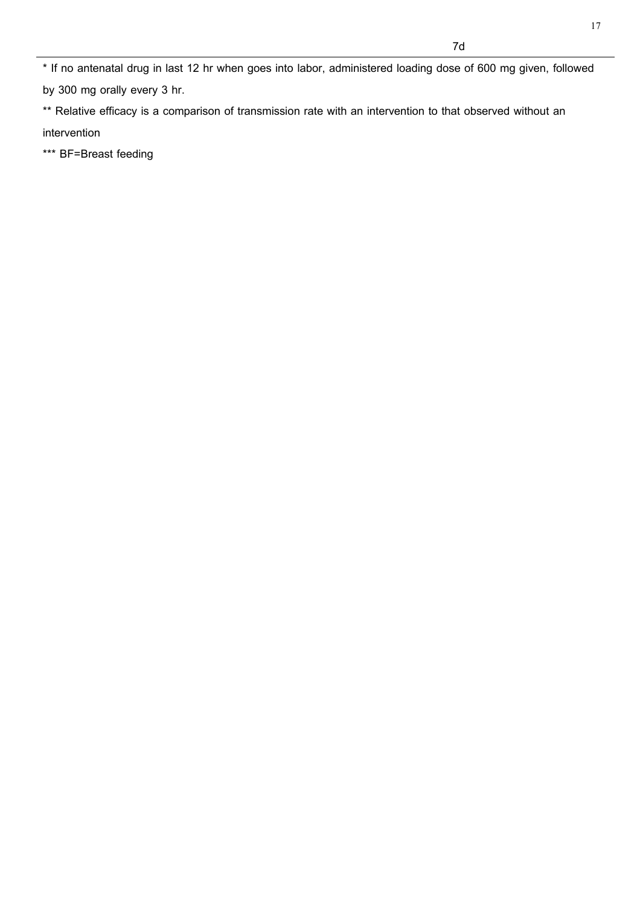7d

* If no antenatal drug in last 12 hr when goes into labor, administered loading dose of 600 mg given, followed by 300 mg orally every 3 hr.

** Relative efficacy is a comparison of transmission rate with an intervention to that observed without an intervention

*** BF=Breast feeding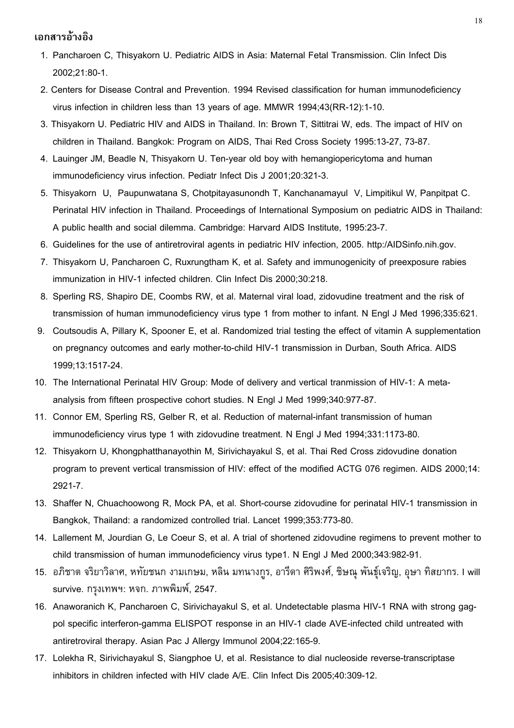## เอกสารอ้างอิง

1. Pancharoen C, Thisyakorn U. Pediatric AIDS in Asia: Maternal Fetal Transmission. Clin Infect Dis 2002;21:80-1.
2. Centers for Disease Contral and Prevention. 1994 Revised classification for human immunodeficiency virus infection in children less than 13 years of age. MMWR 1994;43(RR-12):1-10.
3. Thisyakorn U. Pediatric HIV and AIDS in Thailand. In: Brown T, Sittitrai W, eds. The impact of HIV on children in Thailand. Bangkok: Program on AIDS, Thai Red Cross Society 1995:13-27, 73-87.
4. Lauinger JM, Beadle N, Thisyakorn U. Ten-year old boy with hemangiopericytoma and human immunodeficiency virus infection. Pediatr Infect Dis J 2001;20:321-3.
5. Thisyakorn U, Paupunwatana S, Chotpitayasunondh T, Kanchanamayul V, Limpitikul W, Panpitpat C. Perinatal HIV infection in Thailand. Proceedings of International Symposium on pediatric AIDS in Thailand: A public health and social dilemma. Cambridge: Harvard AIDS Institute, 1995:23-7.
6. Guidelines for the use of antiretroviral agents in pediatric HIV infection, 2005. http:/AIDSinfo.nih.gov.
7. Thisyakorn U, Pancharoen C, Ruxrungtham K, et al. Safety and immunogenicity of preexposure rabies immunization in HIV-1 infected children. Clin Infect Dis 2000;30:218.
8. Sperling RS, Shapiro DE, Coombs RW, et al. Maternal viral load, zidovudine treatment and the risk of transmission of human immunodeficiency virus type 1 from mother to infant. N Engl J Med 1996;335:621.
9. Coutsoudis A, Pillary K, Spooner E, et al. Randomized trial testing the effect of vitamin A supplementation on pregnancy outcomes and early mother-to-child HIV-1 transmission in Durban, South Africa. AIDS 1999;13:1517-24.
10. The International Perinatal HIV Group: Mode of delivery and vertical tranmission of HIV-1: A meta-analysis from fifteen prospective cohort studies. N Engl J Med 1999;340:977-87.
11. Connor EM, Sperling RS, Gelber R, et al. Reduction of maternal-infant transmission of human immunodeficiency virus type 1 with zidovudine treatment. N Engl J Med 1994;331:1173-80.
12. Thisyakorn U, Khongphatthanayothin M, Sirivichayakul S, et al. Thai Red Cross zidovudine donation program to prevent vertical transmission of HIV: effect of the modified ACTG 076 regimen. AIDS 2000;14: 2921-7.
13. Shaffer N, Chuachoowong R, Mock PA, et al. Short-course zidovudine for perinatal HIV-1 transmission in Bangkok, Thailand: a randomized controlled trial. Lancet 1999;353:773-80.
14. Lallement M, Jourdian G, Le Coeur S, et al. A trial of shortened zidovudine regimens to prevent mother to child transmission of human immunodeficiency virus type1. N Engl J Med 2000;343:982-91.
15. อภิชาต จริยาวิลาศ, หทัยชนก งามเกษม, หลิน มทนางกูร, อารีดา ศิริพงศ์, ชิษณุ พันธุ์เจริญ, อุษา ทิสยากร. I will survive. กรุงเทพฯ: หจก. ภาพพิมพ์, 2547.
16. Anaworanich K, Pancharoen C, Sirivichayakul S, et al. Undetectable plasma HIV-1 RNA with strong gag-pol specific interferon-gamma ELISPOT response in an HIV-1 clade AVE-infected child untreated with antiretroviral therapy. Asian Pac J Allergy Immunol 2004;22:165-9.
17. Lolekha R, Sirivichayakul S, Siangphoe U, et al. Resistance to dial nucleoside reverse-transcriptase inhibitors in children infected with HIV clade A/E. Clin Infect Dis 2005;40:309-12.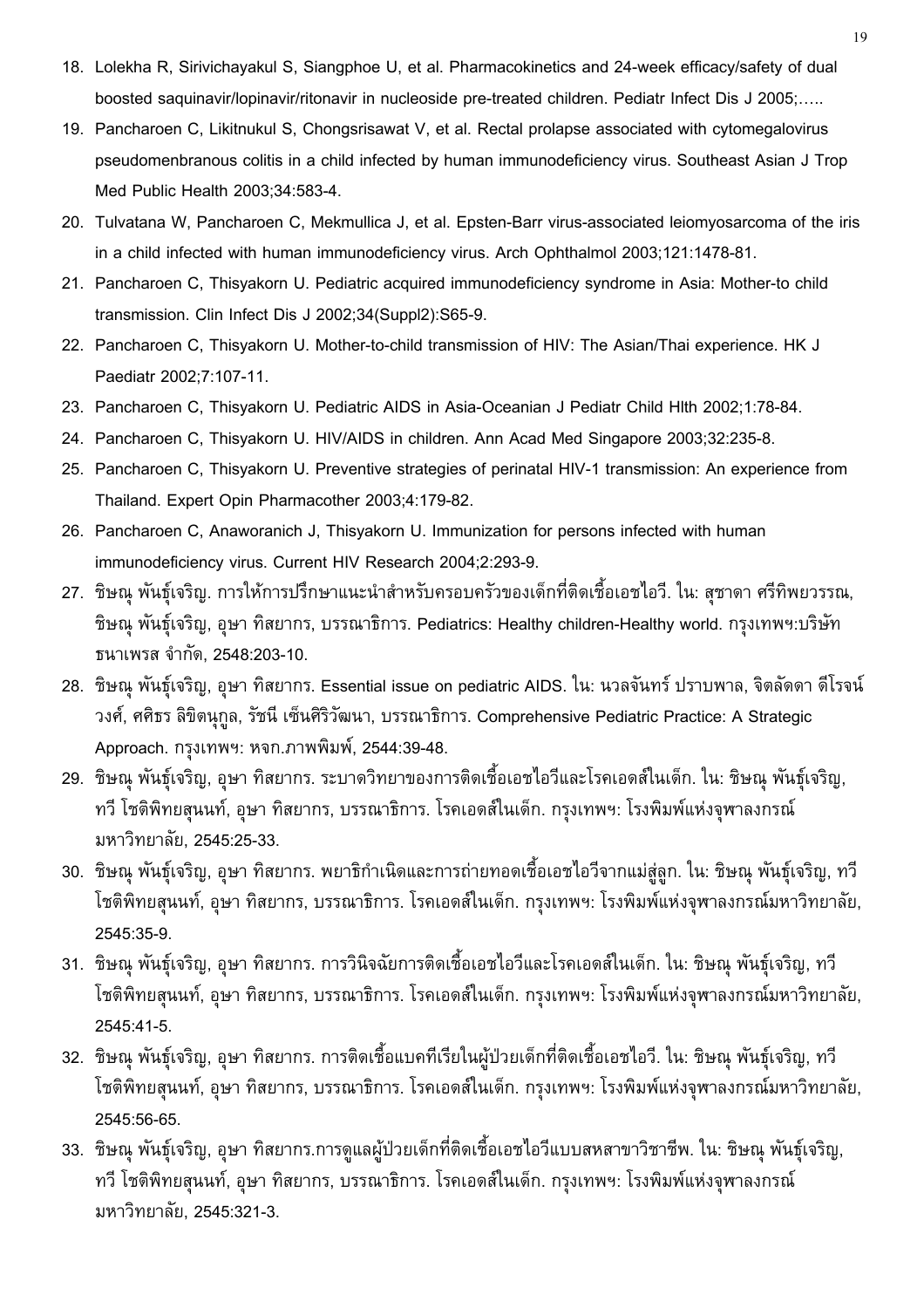18. Lolekha R, Sirivichayakul S, Siangphoe U, et al. Pharmacokinetics and 24-week efficacy/safety of dual boosted saquinavir/lopinavir/ritonavir in nucleoside pre-treated children. Pediatr Infect Dis J 2005;…..
19. Pancharoen C, Likitnukul S, Chongsrisawat V, et al. Rectal prolapse associated with cytomegalovirus pseudomenbranous colitis in a child infected by human immunodeficiency virus. Southeast Asian J Trop Med Public Health 2003;34:583-4.
20. Tulvatana W, Pancharoen C, Mekmullica J, et al. Epsten-Barr virus-associated leiomyosarcoma of the iris in a child infected with human immunodeficiency virus. Arch Ophthalmol 2003;121:1478-81.
21. Pancharoen C, Thisyakorn U. Pediatric acquired immunodeficiency syndrome in Asia: Mother-to child transmission. Clin Infect Dis J 2002;34(Suppl2):S65-9.
22. Pancharoen C, Thisyakorn U. Mother-to-child transmission of HIV: The Asian/Thai experience. HK J Paediatr 2002;7:107-11.
23. Pancharoen C, Thisyakorn U. Pediatric AIDS in Asia-Oceanian J Pediatr Child Hlth 2002;1:78-84.
24. Pancharoen C, Thisyakorn U. HIV/AIDS in children. Ann Acad Med Singapore 2003;32:235-8.
25. Pancharoen C, Thisyakorn U. Preventive strategies of perinatal HIV-1 transmission: An experience from Thailand. Expert Opin Pharmacother 2003;4:179-82.
26. Pancharoen C, Anaworanich J, Thisyakorn U. Immunization for persons infected with human immunodeficiency virus. Current HIV Research 2004;2:293-9.
27. ชิษณุ พันธุ์เจริญ. การให้การปรึกษาแนะนำสำหรับครอบครัวของเด็กที่ติดเชื้อเอชไอวี. ใน: สุชาดา ศรีทิพยวรรณ, ชิษณุ พันธุ์เจริญ, อุษา ทิสยากร, บรรณาธิการ. Pediatrics: Healthy children-Healthy world. กรุงเทพฯ:บริษัท ธนาเพรส จำกัด, 2548:203-10.
28. ชิษณุ พันธุ์เจริญ, อุษา ทิสยากร. Essential issue on pediatric AIDS. ใน: นวลจันทร์ ปราบพาล, จิตลัดดา ดีโรจน์วงศ์, ศศิธร ลิขิตนุกูล, รัชนี เซ็นศิริวัฒนา, บรรณาธิการ. Comprehensive Pediatric Practice: A Strategic Approach. กรุงเทพฯ: หจก.ภาพพิมพ์, 2544:39-48.
29. ชิษณุ พันธุ์เจริญ, อุษา ทิสยากร. ระบาดวิทยาของการติดเชื้อเอชไอวีและโรคเอดส์ในเด็ก. ใน: ชิษณุ พันธุ์เจริญ, ทวี โชติพิทยสุนนท์, อุษา ทิสยากร, บรรณาธิการ. โรคเอดส์ในเด็ก. กรุงเทพฯ: โรงพิมพ์แห่งจุฬาลงกรณ์มหาวิทยาลัย, 2545:25-33.
30. ชิษณุ พันธุ์เจริญ, อุษา ทิสยากร. พยาธิกำเนิดและการถ่ายทอดเชื้อเอชไอวีจากแม่สู่ลูก. ใน: ชิษณุ พันธุ์เจริญ, ทวี โชติพิทยสุนนท์, อุษา ทิสยากร, บรรณาธิการ. โรคเอดส์ในเด็ก. กรุงเทพฯ: โรงพิมพ์แห่งจุฬาลงกรณ์มหาวิทยาลัย, 2545:35-9.
31. ชิษณุ พันธุ์เจริญ, อุษา ทิสยากร. การวินิจฉัยการติดเชื้อเอชไอวีและโรคเอดส์ในเด็ก. ใน: ชิษณุ พันธุ์เจริญ, ทวี โชติพิทยสุนนท์, อุษา ทิสยากร, บรรณาธิการ. โรคเอดส์ในเด็ก. กรุงเทพฯ: โรงพิมพ์แห่งจุฬาลงกรณ์มหาวิทยาลัย, 2545:41-5.
32. ชิษณุ พันธุ์เจริญ, อุษา ทิสยากร. การติดเชื้อแบคทีเรียในผู้ป่วยเด็กที่ติดเชื้อเอชไอวี. ใน: ชิษณุ พันธุ์เจริญ, ทวี โชติพิทยสุนนท์, อุษา ทิสยากร, บรรณาธิการ. โรคเอดส์ในเด็ก. กรุงเทพฯ: โรงพิมพ์แห่งจุฬาลงกรณ์มหาวิทยาลัย, 2545:56-65.
33. ชิษณุ พันธุ์เจริญ, อุษา ทิสยากร.การดูแลผู้ป่วยเด็กที่ติดเชื้อเอชไอวีแบบสหสาขาวิชาชีพ. ใน: ชิษณุ พันธุ์เจริญ, ทวี โชติพิทยสุนนท์, อุษา ทิสยากร, บรรณาธิการ. โรคเอดส์ในเด็ก. กรุงเทพฯ: โรงพิมพ์แห่งจุฬาลงกรณ์มหาวิทยาลัย, 2545:321-3.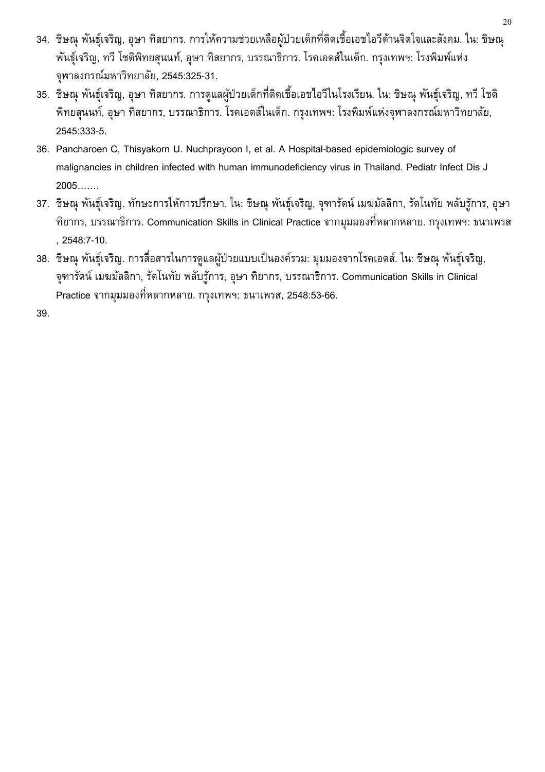34. ชิษณุ พันธุ์เจริญ, อุษา ทิสยากร. การให้ความช่วยเหลือผู้ป่วยเด็กที่ติดเชื้อเอชไอวีด้านจิตใจและสังคม. ใน: ชิษณุ พันธุ์เจริญ, ทวี โชติพิทยสุนนท์, อุษา ทิสยากร, บรรณาธิการ. โรคเอดส์ในเด็ก. กรุงเทพฯ: โรงพิมพ์แห่งจุฬาลงกรณ์มหาวิทยาลัย, 2545:325-31.
35. ชิษณุ พันธุ์เจริญ, อุษา ทิสยากร. การดูแลผู้ป่วยเด็กที่ติดเชื้อเอชไอวีในโรงเรียน. ใน: ชิษณุ พันธุ์เจริญ, ทวี โชติพิทยสุนนท์, อุษา ทิสยากร, บรรณาธิการ. โรคเอดส์ในเด็ก. กรุงเทพฯ: โรงพิมพ์แห่งจุฬาลงกรณ์มหาวิทยาลัย, 2545:333-5.
36. Pancharoen C, Thisyakorn U. Nuchprayoon I, et al. A Hospital-based epidemiologic survey of malignancies in children infected with human immunodeficiency virus in Thailand. Pediatr Infect Dis J 2005…….
37. ชิษณุ พันธุ์เจริญ. ทักษะการให้การปรึกษา. ใน: ชิษณุ พันธุ์เจริญ, จุฑารัตน์ เมฆมัลลิกา, รัตโนทัย พลับรู้การ, อุษา ทิยากร, บรรณาธิการ. Communication Skills in Clinical Practice จากมุมมองที่หลากหลาย. กรุงเทพฯ: ธนาเพรส , 2548:7-10.
38. ชิษณุ พันธุ์เจริญ. การสื่อสารในการดูแลผู้ป่วยแบบเป็นองค์รวม: มุมมองจากโรคเอดส์. ใน: ชิษณุ พันธุ์เจริญ, จุฑารัตน์ เมฆมัลลิกา, รัตโนทัย พลับรู้การ, อุษา ทิยากร, บรรณาธิการ. Communication Skills in Clinical Practice จากมุมมองที่หลากหลาย. กรุงเทพฯ: ธนาเพรส, 2548:53-66.
39.